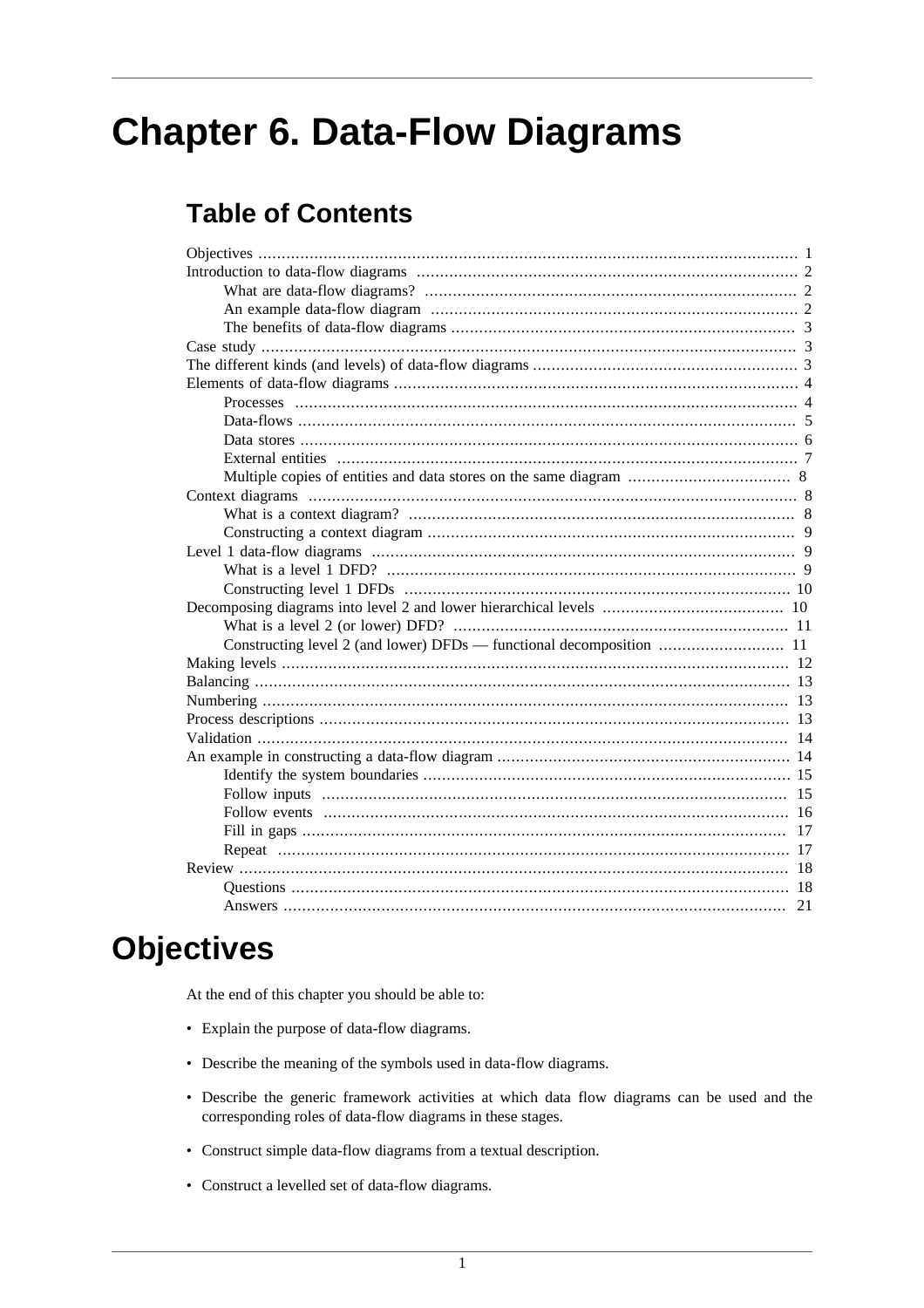# Chapter 6. Data-Flow Diagrams

## Table of Contents

- Objectives ... 1
- Introduction to data-flow diagrams ... 2
  - What are data-flow diagrams? ... 2
  - An example data-flow diagram ... 2
  - The benefits of data-flow diagrams ... 3
- Case study ... 3
- The different kinds (and levels) of data-flow diagrams ... 3
- Elements of data-flow diagrams ... 4
  - Processes ... 4
  - Data-flows ... 5
  - Data stores ... 6
  - External entities ... 7
  - Multiple copies of entities and data stores on the same diagram ... 8
- Context diagrams ... 8
  - What is a context diagram? ... 8
  - Constructing a context diagram ... 9
- Level 1 data-flow diagrams ... 9
  - What is a level 1 DFD? ... 9
  - Constructing level 1 DFDs ... 10
- Decomposing diagrams into level 2 and lower hierarchical levels ... 10
  - What is a level 2 (or lower) DFD? ... 11
  - Constructing level 2 (and lower) DFDs — functional decomposition ... 11
- Making levels ... 12
- Balancing ... 13
- Numbering ... 13
- Process descriptions ... 13
- Validation ... 14
- An example in constructing a data-flow diagram ... 14
  - Identify the system boundaries ... 15
  - Follow inputs ... 15
  - Follow events ... 16
  - Fill in gaps ... 17
  - Repeat ... 17
- Review ... 18
  - Questions ... 18
  - Answers ... 21

# Objectives

At the end of this chapter you should be able to:

- Explain the purpose of data-flow diagrams.
- Describe the meaning of the symbols used in data-flow diagrams.
- Describe the generic framework activities at which data flow diagrams can be used and the corresponding roles of data-flow diagrams in these stages.
- Construct simple data-flow diagrams from a textual description.
- Construct a levelled set of data-flow diagrams.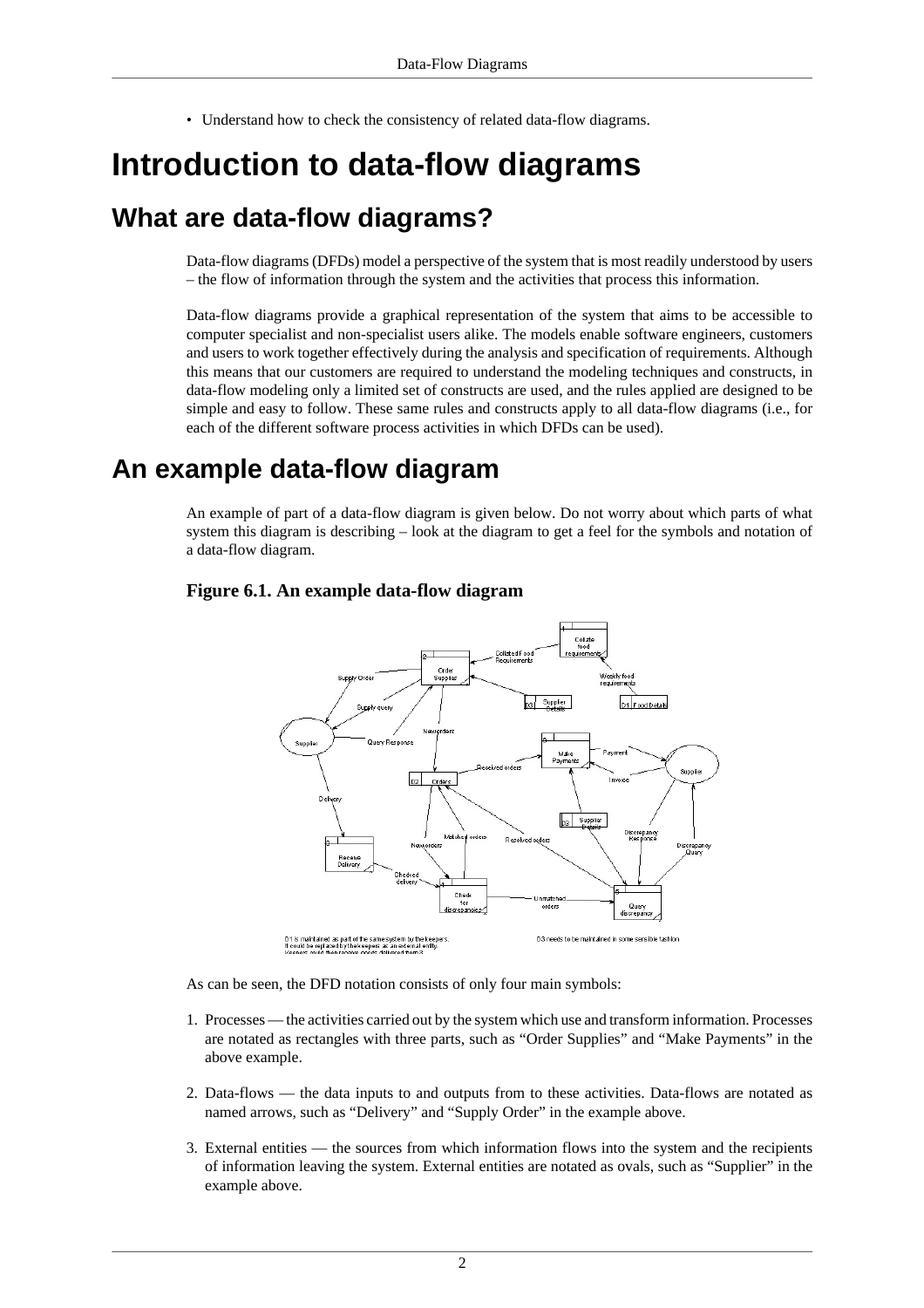- Understand how to check the consistency of related data-flow diagrams.

# Introduction to data-flow diagrams

## What are data-flow diagrams?

Data-flow diagrams (DFDs) model a perspective of the system that is most readily understood by users – the flow of information through the system and the activities that process this information.

Data-flow diagrams provide a graphical representation of the system that aims to be accessible to computer specialist and non-specialist users alike. The models enable software engineers, customers and users to work together effectively during the analysis and specification of requirements. Although this means that our customers are required to understand the modeling techniques and constructs, in data-flow modeling only a limited set of constructs are used, and the rules applied are designed to be simple and easy to follow. These same rules and constructs apply to all data-flow diagrams (i.e., for each of the different software process activities in which DFDs can be used).

## An example data-flow diagram

An example of part of a data-flow diagram is given below. Do not worry about which parts of what system this diagram is describing – look at the diagram to get a feel for the symbols and notation of a data-flow diagram.

**Figure 6.1. An example data-flow diagram**

As can be seen, the DFD notation consists of only four main symbols:

1. Processes — the activities carried out by the system which use and transform information. Processes are notated as rectangles with three parts, such as "Order Supplies" and "Make Payments" in the above example.
2. Data-flows — the data inputs to and outputs from to these activities. Data-flows are notated as named arrows, such as "Delivery" and "Supply Order" in the example above.
3. External entities — the sources from which information flows into the system and the recipients of information leaving the system. External entities are notated as ovals, such as "Supplier" in the example above.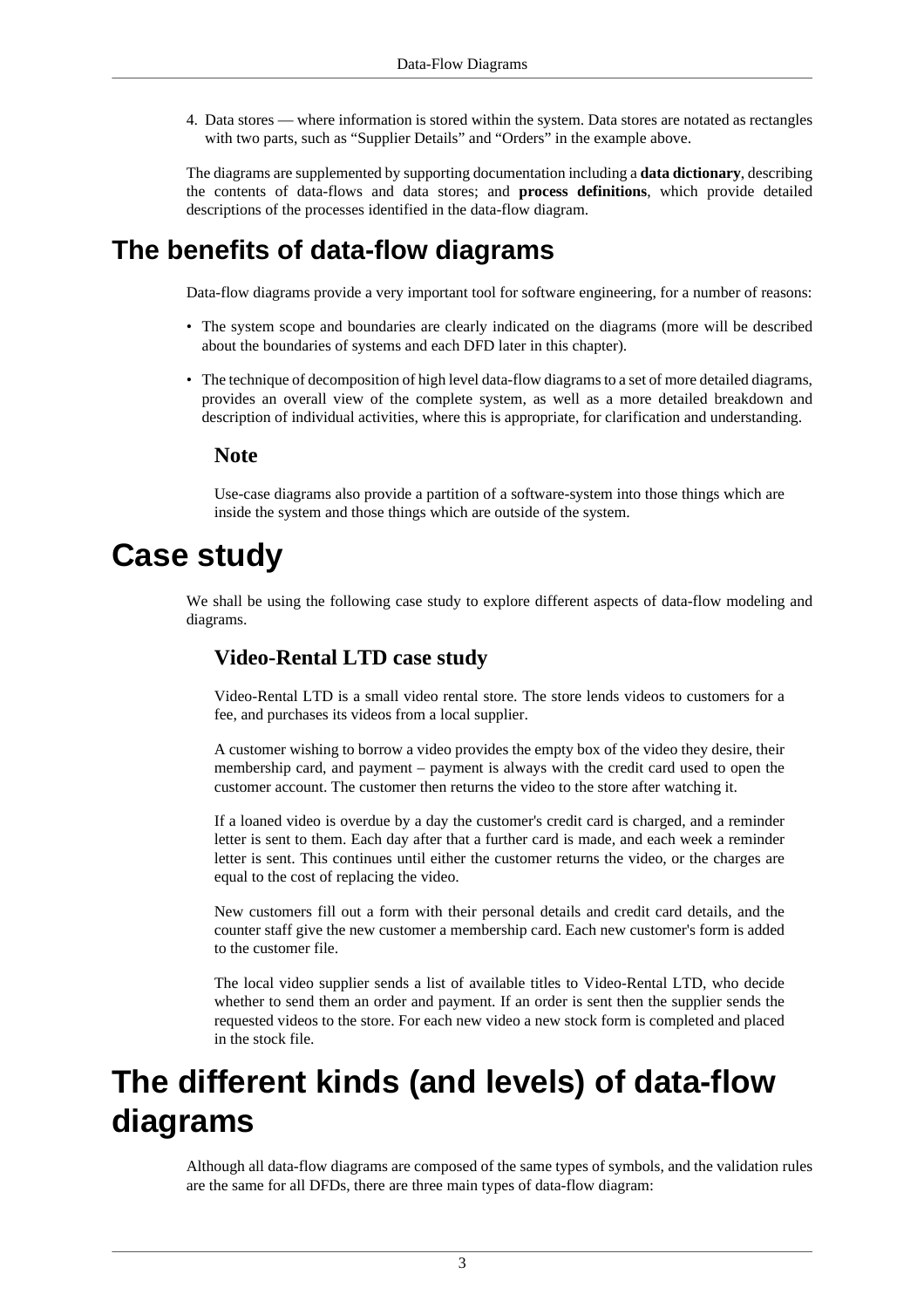4. Data stores — where information is stored within the system. Data stores are notated as rectangles with two parts, such as "Supplier Details" and "Orders" in the example above.

The diagrams are supplemented by supporting documentation including a **data dictionary**, describing the contents of data-flows and data stores; and **process definitions**, which provide detailed descriptions of the processes identified in the data-flow diagram.

## The benefits of data-flow diagrams

Data-flow diagrams provide a very important tool for software engineering, for a number of reasons:

- The system scope and boundaries are clearly indicated on the diagrams (more will be described about the boundaries of systems and each DFD later in this chapter).
- The technique of decomposition of high level data-flow diagrams to a set of more detailed diagrams, provides an overall view of the complete system, as well as a more detailed breakdown and description of individual activities, where this is appropriate, for clarification and understanding.

### Note

Use-case diagrams also provide a partition of a software-system into those things which are inside the system and those things which are outside of the system.

# Case study

We shall be using the following case study to explore different aspects of data-flow modeling and diagrams.

### Video-Rental LTD case study

Video-Rental LTD is a small video rental store. The store lends videos to customers for a fee, and purchases its videos from a local supplier.

A customer wishing to borrow a video provides the empty box of the video they desire, their membership card, and payment – payment is always with the credit card used to open the customer account. The customer then returns the video to the store after watching it.

If a loaned video is overdue by a day the customer's credit card is charged, and a reminder letter is sent to them. Each day after that a further card is made, and each week a reminder letter is sent. This continues until either the customer returns the video, or the charges are equal to the cost of replacing the video.

New customers fill out a form with their personal details and credit card details, and the counter staff give the new customer a membership card. Each new customer's form is added to the customer file.

The local video supplier sends a list of available titles to Video-Rental LTD, who decide whether to send them an order and payment. If an order is sent then the supplier sends the requested videos to the store. For each new video a new stock form is completed and placed in the stock file.

# The different kinds (and levels) of data-flow diagrams

Although all data-flow diagrams are composed of the same types of symbols, and the validation rules are the same for all DFDs, there are three main types of data-flow diagram: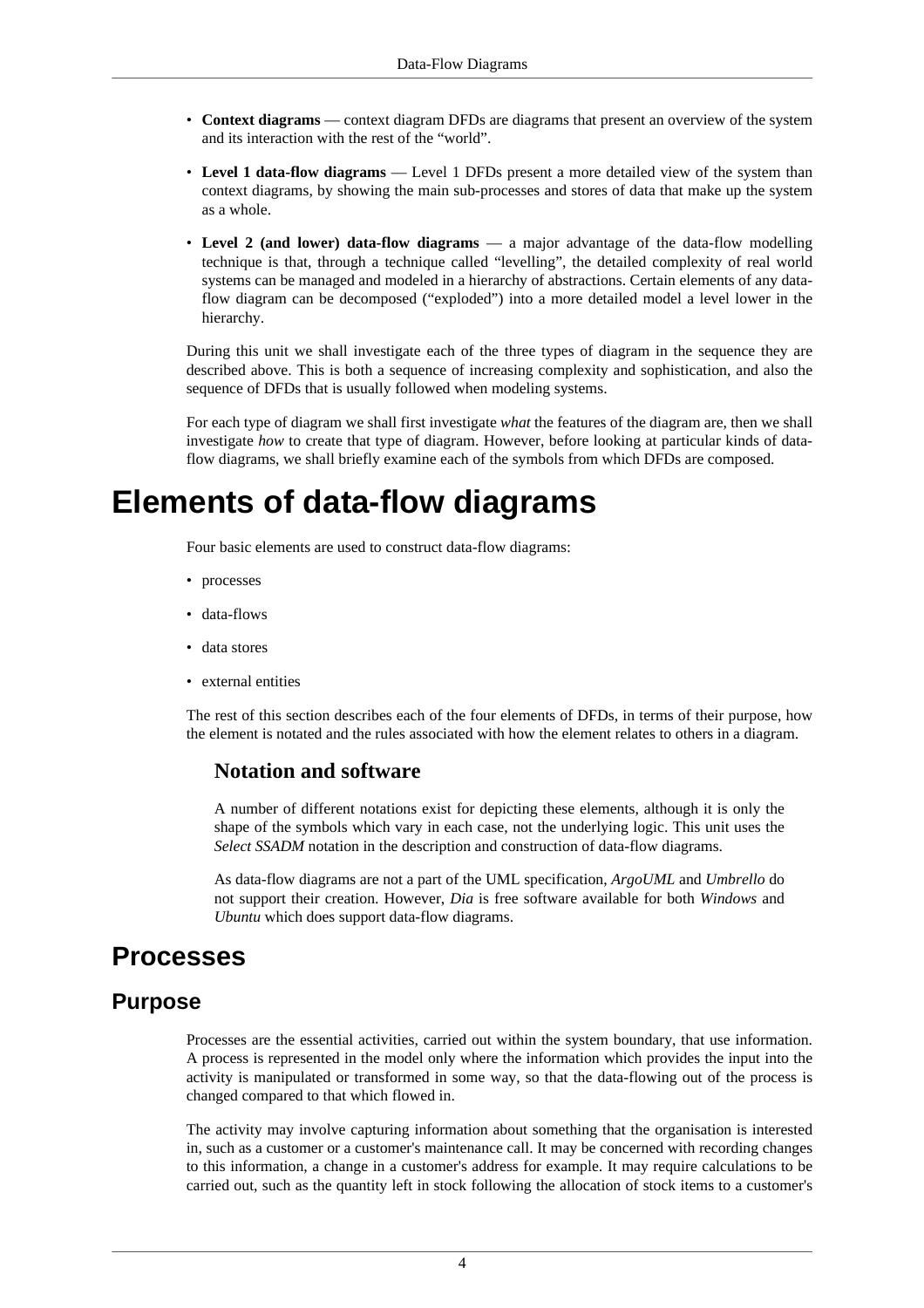- **Context diagrams** — context diagram DFDs are diagrams that present an overview of the system and its interaction with the rest of the "world".
- **Level 1 data-flow diagrams** — Level 1 DFDs present a more detailed view of the system than context diagrams, by showing the main sub-processes and stores of data that make up the system as a whole.
- **Level 2 (and lower) data-flow diagrams** — a major advantage of the data-flow modelling technique is that, through a technique called "levelling", the detailed complexity of real world systems can be managed and modeled in a hierarchy of abstractions. Certain elements of any data-flow diagram can be decomposed ("exploded") into a more detailed model a level lower in the hierarchy.

During this unit we shall investigate each of the three types of diagram in the sequence they are described above. This is both a sequence of increasing complexity and sophistication, and also the sequence of DFDs that is usually followed when modeling systems.

For each type of diagram we shall first investigate *what* the features of the diagram are, then we shall investigate *how* to create that type of diagram. However, before looking at particular kinds of data-flow diagrams, we shall briefly examine each of the symbols from which DFDs are composed.

# Elements of data-flow diagrams

Four basic elements are used to construct data-flow diagrams:

- processes
- data-flows
- data stores
- external entities

The rest of this section describes each of the four elements of DFDs, in terms of their purpose, how the element is notated and the rules associated with how the element relates to others in a diagram.

### Notation and software

A number of different notations exist for depicting these elements, although it is only the shape of the symbols which vary in each case, not the underlying logic. This unit uses the *Select SSADM* notation in the description and construction of data-flow diagrams.

As data-flow diagrams are not a part of the UML specification, *ArgoUML* and *Umbrello* do not support their creation. However, *Dia* is free software available for both *Windows* and *Ubuntu* which does support data-flow diagrams.

## Processes

### Purpose

Processes are the essential activities, carried out within the system boundary, that use information. A process is represented in the model only where the information which provides the input into the activity is manipulated or transformed in some way, so that the data-flowing out of the process is changed compared to that which flowed in.

The activity may involve capturing information about something that the organisation is interested in, such as a customer or a customer's maintenance call. It may be concerned with recording changes to this information, a change in a customer's address for example. It may require calculations to be carried out, such as the quantity left in stock following the allocation of stock items to a customer's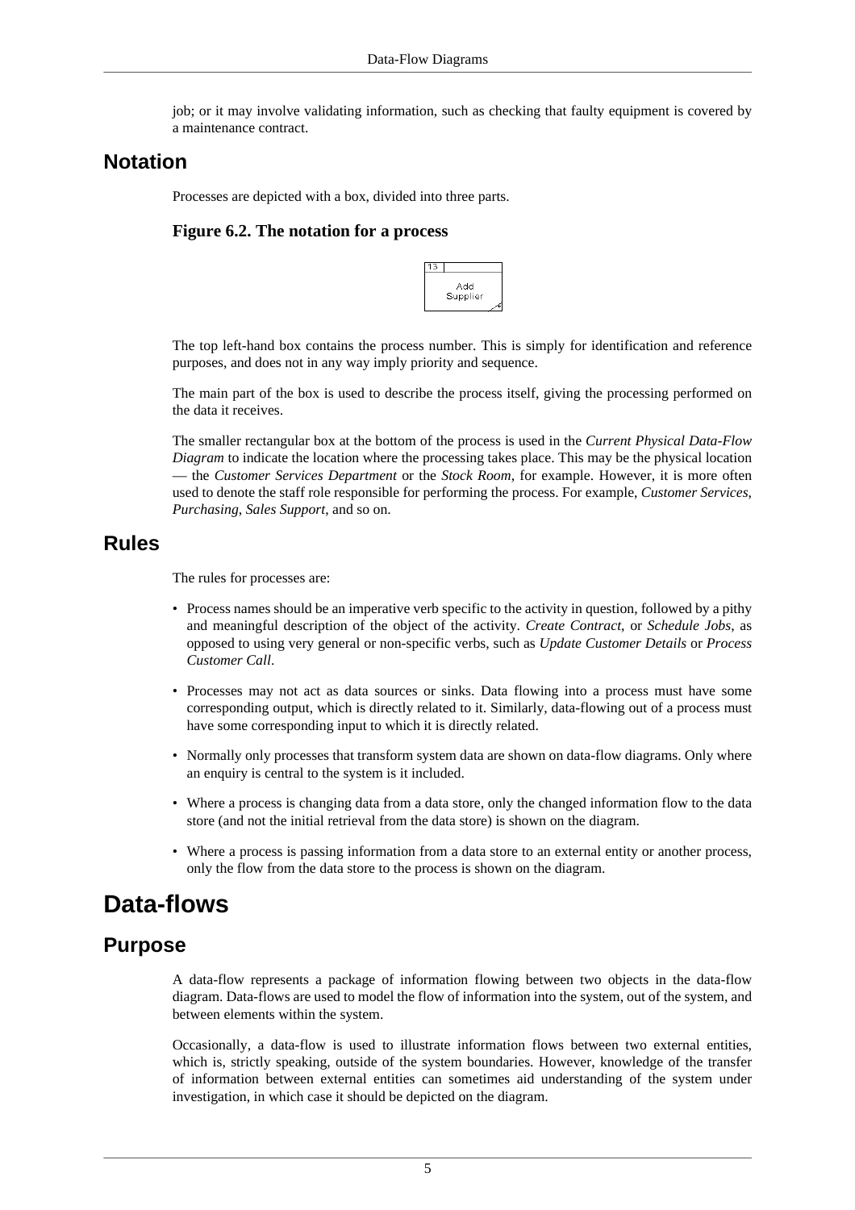job; or it may involve validating information, such as checking that faulty equipment is covered by a maintenance contract.

## Notation

Processes are depicted with a box, divided into three parts.

**Figure 6.2. The notation for a process**

The top left-hand box contains the process number. This is simply for identification and reference purposes, and does not in any way imply priority and sequence.

The main part of the box is used to describe the process itself, giving the processing performed on the data it receives.

The smaller rectangular box at the bottom of the process is used in the *Current Physical Data-Flow Diagram* to indicate the location where the processing takes place. This may be the physical location — the *Customer Services Department* or the *Stock Room*, for example. However, it is more often used to denote the staff role responsible for performing the process. For example, *Customer Services*, *Purchasing*, *Sales Support*, and so on.

## Rules

The rules for processes are:

- Process names should be an imperative verb specific to the activity in question, followed by a pithy and meaningful description of the object of the activity. *Create Contract*, or *Schedule Jobs*, as opposed to using very general or non-specific verbs, such as *Update Customer Details* or *Process Customer Call*.
- Processes may not act as data sources or sinks. Data flowing into a process must have some corresponding output, which is directly related to it. Similarly, data-flowing out of a process must have some corresponding input to which it is directly related.
- Normally only processes that transform system data are shown on data-flow diagrams. Only where an enquiry is central to the system is it included.
- Where a process is changing data from a data store, only the changed information flow to the data store (and not the initial retrieval from the data store) is shown on the diagram.
- Where a process is passing information from a data store to an external entity or another process, only the flow from the data store to the process is shown on the diagram.

# Data-flows

## Purpose

A data-flow represents a package of information flowing between two objects in the data-flow diagram. Data-flows are used to model the flow of information into the system, out of the system, and between elements within the system.

Occasionally, a data-flow is used to illustrate information flows between two external entities, which is, strictly speaking, outside of the system boundaries. However, knowledge of the transfer of information between external entities can sometimes aid understanding of the system under investigation, in which case it should be depicted on the diagram.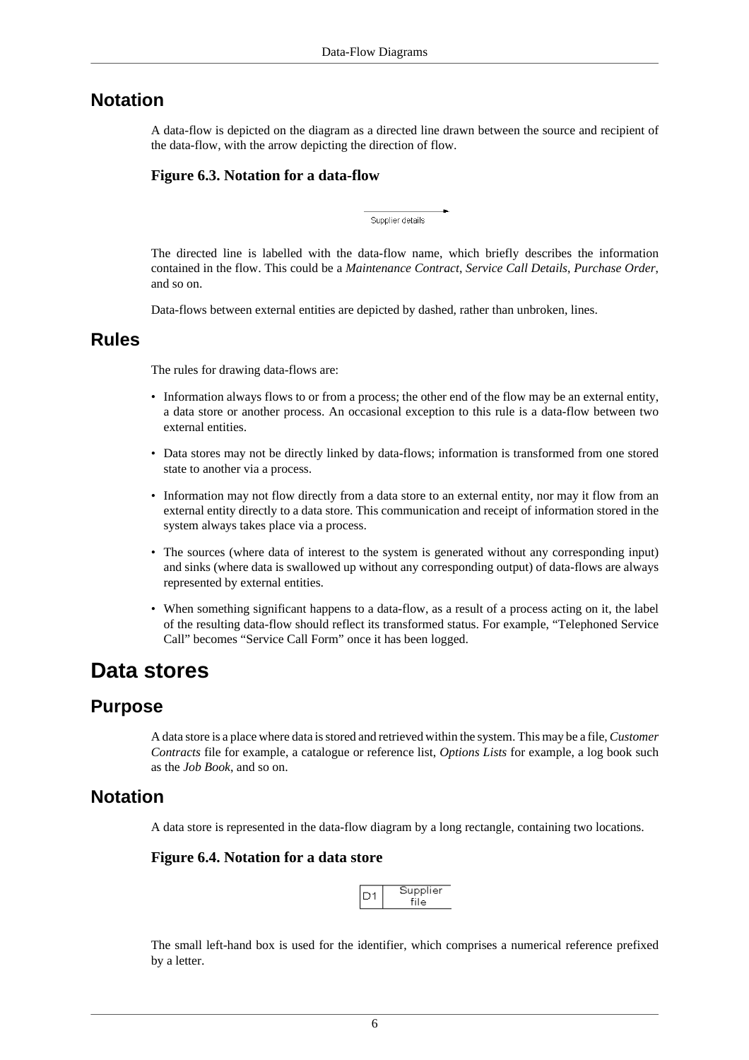## Notation

A data-flow is depicted on the diagram as a directed line drawn between the source and recipient of the data-flow, with the arrow depicting the direction of flow.

**Figure 6.3. Notation for a data-flow**

Supplier details

The directed line is labelled with the data-flow name, which briefly describes the information contained in the flow. This could be a *Maintenance Contract*, *Service Call Details*, *Purchase Order*, and so on.

Data-flows between external entities are depicted by dashed, rather than unbroken, lines.

## Rules

The rules for drawing data-flows are:

- Information always flows to or from a process; the other end of the flow may be an external entity, a data store or another process. An occasional exception to this rule is a data-flow between two external entities.
- Data stores may not be directly linked by data-flows; information is transformed from one stored state to another via a process.
- Information may not flow directly from a data store to an external entity, nor may it flow from an external entity directly to a data store. This communication and receipt of information stored in the system always takes place via a process.
- The sources (where data of interest to the system is generated without any corresponding input) and sinks (where data is swallowed up without any corresponding output) of data-flows are always represented by external entities.
- When something significant happens to a data-flow, as a result of a process acting on it, the label of the resulting data-flow should reflect its transformed status. For example, "Telephoned Service Call" becomes "Service Call Form" once it has been logged.

# Data stores

## Purpose

A data store is a place where data is stored and retrieved within the system. This may be a file, *Customer Contracts* file for example, a catalogue or reference list, *Options Lists* for example, a log book such as the *Job Book*, and so on.

## Notation

A data store is represented in the data-flow diagram by a long rectangle, containing two locations.

**Figure 6.4. Notation for a data store**

| D1 | Supplier file |
|---|---|

The small left-hand box is used for the identifier, which comprises a numerical reference prefixed by a letter.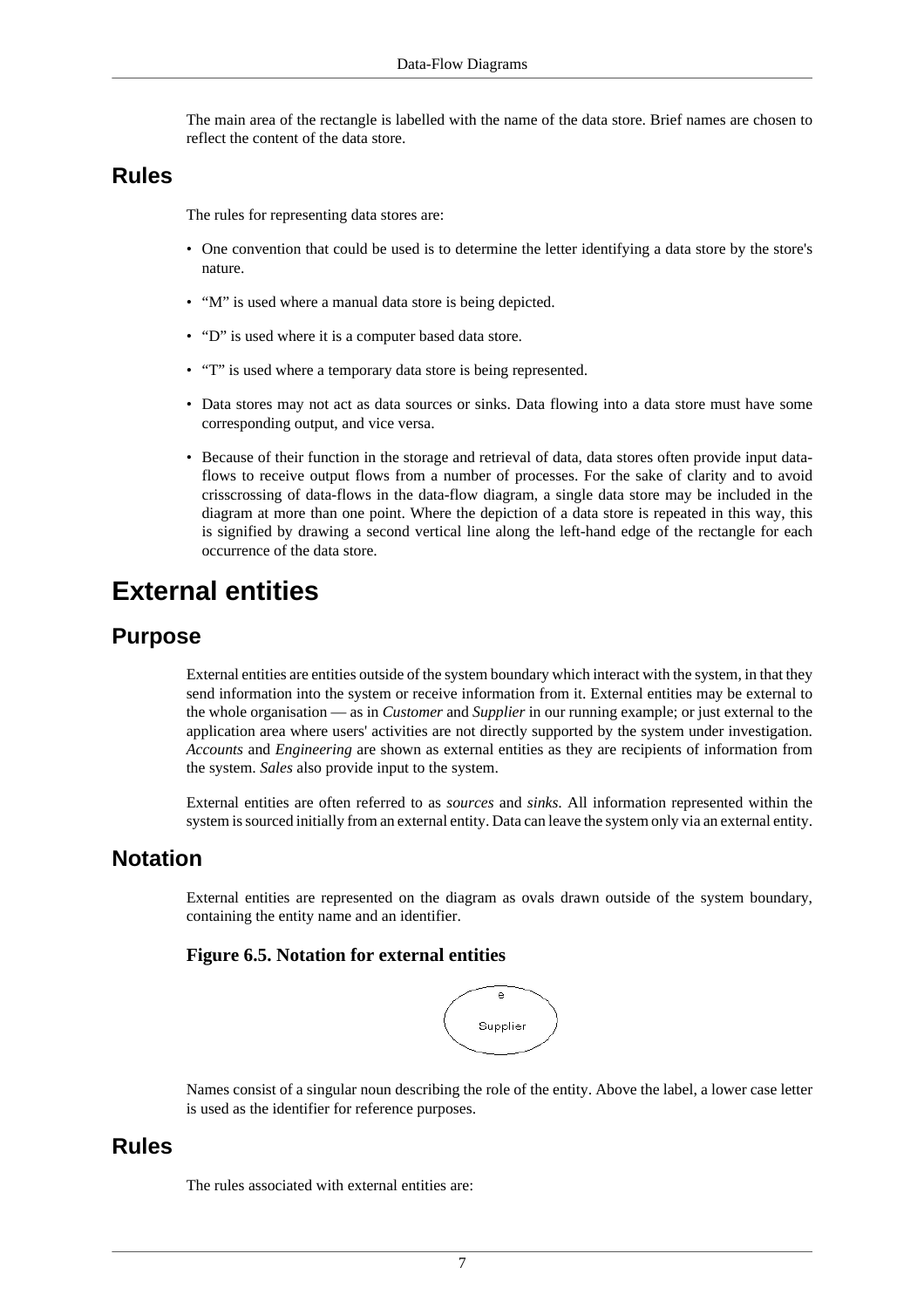The main area of the rectangle is labelled with the name of the data store. Brief names are chosen to reflect the content of the data store.

## Rules

The rules for representing data stores are:

- One convention that could be used is to determine the letter identifying a data store by the store's nature.
- "M" is used where a manual data store is being depicted.
- "D" is used where it is a computer based data store.
- "T" is used where a temporary data store is being represented.
- Data stores may not act as data sources or sinks. Data flowing into a data store must have some corresponding output, and vice versa.
- Because of their function in the storage and retrieval of data, data stores often provide input data-flows to receive output flows from a number of processes. For the sake of clarity and to avoid crisscrossing of data-flows in the data-flow diagram, a single data store may be included in the diagram at more than one point. Where the depiction of a data store is repeated in this way, this is signified by drawing a second vertical line along the left-hand edge of the rectangle for each occurrence of the data store.

# External entities

## Purpose

External entities are entities outside of the system boundary which interact with the system, in that they send information into the system or receive information from it. External entities may be external to the whole organisation — as in *Customer* and *Supplier* in our running example; or just external to the application area where users' activities are not directly supported by the system under investigation. *Accounts* and *Engineering* are shown as external entities as they are recipients of information from the system. *Sales* also provide input to the system.

External entities are often referred to as *sources* and *sinks*. All information represented within the system is sourced initially from an external entity. Data can leave the system only via an external entity.

## Notation

External entities are represented on the diagram as ovals drawn outside of the system boundary, containing the entity name and an identifier.

**Figure 6.5. Notation for external entities**

Names consist of a singular noun describing the role of the entity. Above the label, a lower case letter is used as the identifier for reference purposes.

## Rules

The rules associated with external entities are: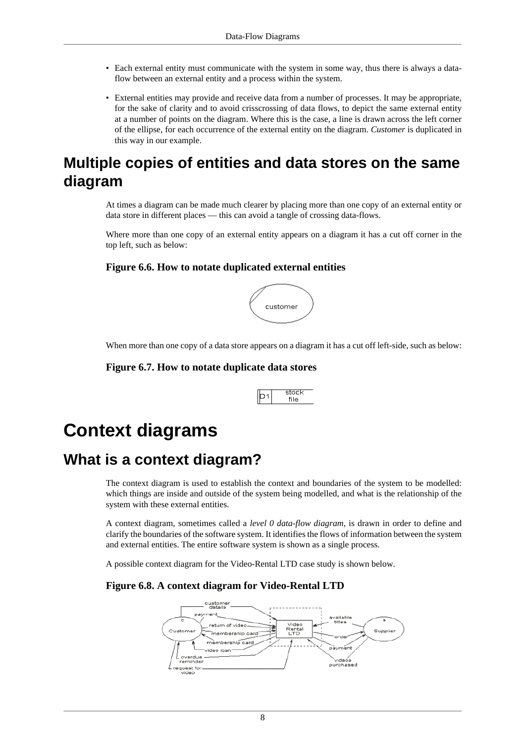- Each external entity must communicate with the system in some way, thus there is always a data-flow between an external entity and a process within the system.
- External entities may provide and receive data from a number of processes. It may be appropriate, for the sake of clarity and to avoid crisscrossing of data flows, to depict the same external entity at a number of points on the diagram. Where this is the case, a line is drawn across the left corner of the ellipse, for each occurrence of the external entity on the diagram. *Customer* is duplicated in this way in our example.

## Multiple copies of entities and data stores on the same diagram

At times a diagram can be made much clearer by placing more than one copy of an external entity or data store in different places — this can avoid a tangle of crossing data-flows.

Where more than one copy of an external entity appears on a diagram it has a cut off corner in the top left, such as below:

**Figure 6.6. How to notate duplicated external entities**

When more than one copy of a data store appears on a diagram it has a cut off left-side, such as below:

**Figure 6.7. How to notate duplicate data stores**

# Context diagrams

## What is a context diagram?

The context diagram is used to establish the context and boundaries of the system to be modelled: which things are inside and outside of the system being modelled, and what is the relationship of the system with these external entities.

A context diagram, sometimes called a *level 0 data-flow diagram*, is drawn in order to define and clarify the boundaries of the software system. It identifies the flows of information between the system and external entities. The entire software system is shown as a single process.

A possible context diagram for the Video-Rental LTD case study is shown below.

**Figure 6.8. A context diagram for Video-Rental LTD**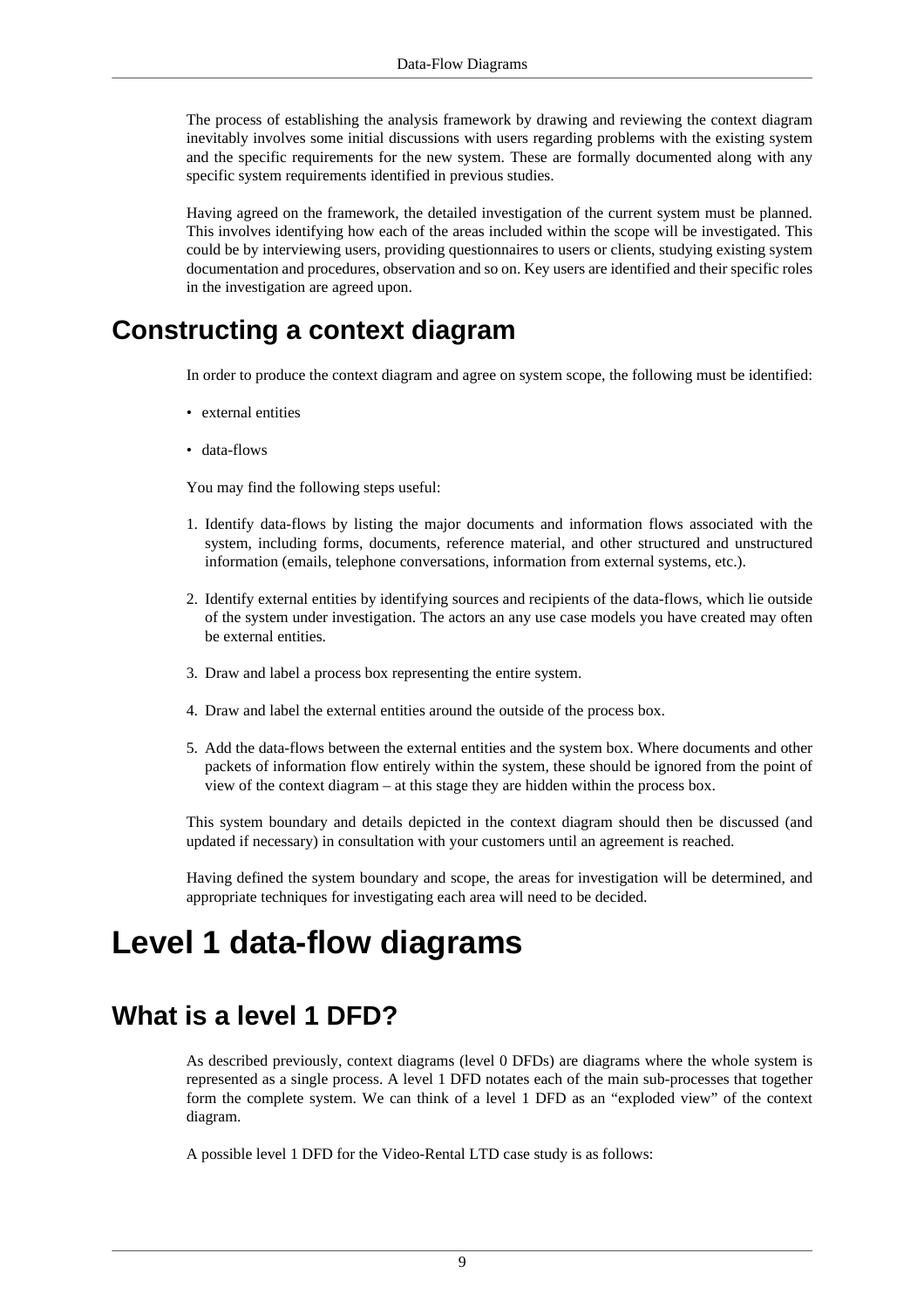The process of establishing the analysis framework by drawing and reviewing the context diagram inevitably involves some initial discussions with users regarding problems with the existing system and the specific requirements for the new system. These are formally documented along with any specific system requirements identified in previous studies.

Having agreed on the framework, the detailed investigation of the current system must be planned. This involves identifying how each of the areas included within the scope will be investigated. This could be by interviewing users, providing questionnaires to users or clients, studying existing system documentation and procedures, observation and so on. Key users are identified and their specific roles in the investigation are agreed upon.

## Constructing a context diagram

In order to produce the context diagram and agree on system scope, the following must be identified:

- external entities
- data-flows

You may find the following steps useful:

1. Identify data-flows by listing the major documents and information flows associated with the system, including forms, documents, reference material, and other structured and unstructured information (emails, telephone conversations, information from external systems, etc.).
2. Identify external entities by identifying sources and recipients of the data-flows, which lie outside of the system under investigation. The actors an any use case models you have created may often be external entities.
3. Draw and label a process box representing the entire system.
4. Draw and label the external entities around the outside of the process box.
5. Add the data-flows between the external entities and the system box. Where documents and other packets of information flow entirely within the system, these should be ignored from the point of view of the context diagram – at this stage they are hidden within the process box.

This system boundary and details depicted in the context diagram should then be discussed (and updated if necessary) in consultation with your customers until an agreement is reached.

Having defined the system boundary and scope, the areas for investigation will be determined, and appropriate techniques for investigating each area will need to be decided.

# Level 1 data-flow diagrams

## What is a level 1 DFD?

As described previously, context diagrams (level 0 DFDs) are diagrams where the whole system is represented as a single process. A level 1 DFD notates each of the main sub-processes that together form the complete system. We can think of a level 1 DFD as an "exploded view" of the context diagram.

A possible level 1 DFD for the Video-Rental LTD case study is as follows: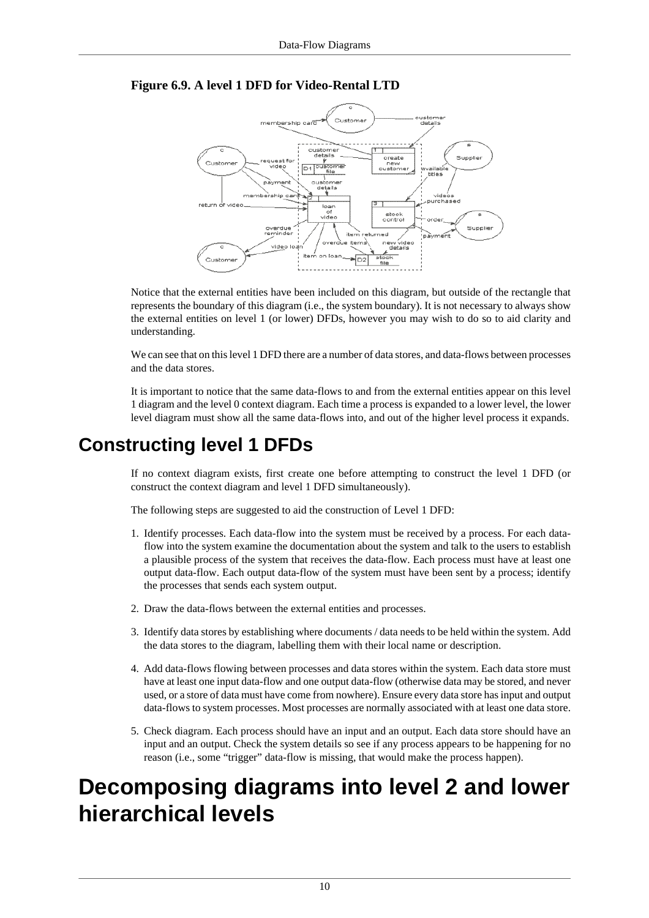**Figure 6.9. A level 1 DFD for Video-Rental LTD**

Notice that the external entities have been included on this diagram, but outside of the rectangle that represents the boundary of this diagram (i.e., the system boundary). It is not necessary to always show the external entities on level 1 (or lower) DFDs, however you may wish to do so to aid clarity and understanding.

We can see that on this level 1 DFD there are a number of data stores, and data-flows between processes and the data stores.

It is important to notice that the same data-flows to and from the external entities appear on this level 1 diagram and the level 0 context diagram. Each time a process is expanded to a lower level, the lower level diagram must show all the same data-flows into, and out of the higher level process it expands.

## Constructing level 1 DFDs

If no context diagram exists, first create one before attempting to construct the level 1 DFD (or construct the context diagram and level 1 DFD simultaneously).

The following steps are suggested to aid the construction of Level 1 DFD:

1. Identify processes. Each data-flow into the system must be received by a process. For each data-flow into the system examine the documentation about the system and talk to the users to establish a plausible process of the system that receives the data-flow. Each process must have at least one output data-flow. Each output data-flow of the system must have been sent by a process; identify the processes that sends each system output.
2. Draw the data-flows between the external entities and processes.
3. Identify data stores by establishing where documents / data needs to be held within the system. Add the data stores to the diagram, labelling them with their local name or description.
4. Add data-flows flowing between processes and data stores within the system. Each data store must have at least one input data-flow and one output data-flow (otherwise data may be stored, and never used, or a store of data must have come from nowhere). Ensure every data store has input and output data-flows to system processes. Most processes are normally associated with at least one data store.
5. Check diagram. Each process should have an input and an output. Each data store should have an input and an output. Check the system details so see if any process appears to be happening for no reason (i.e., some "trigger" data-flow is missing, that would make the process happen).

# Decomposing diagrams into level 2 and lower hierarchical levels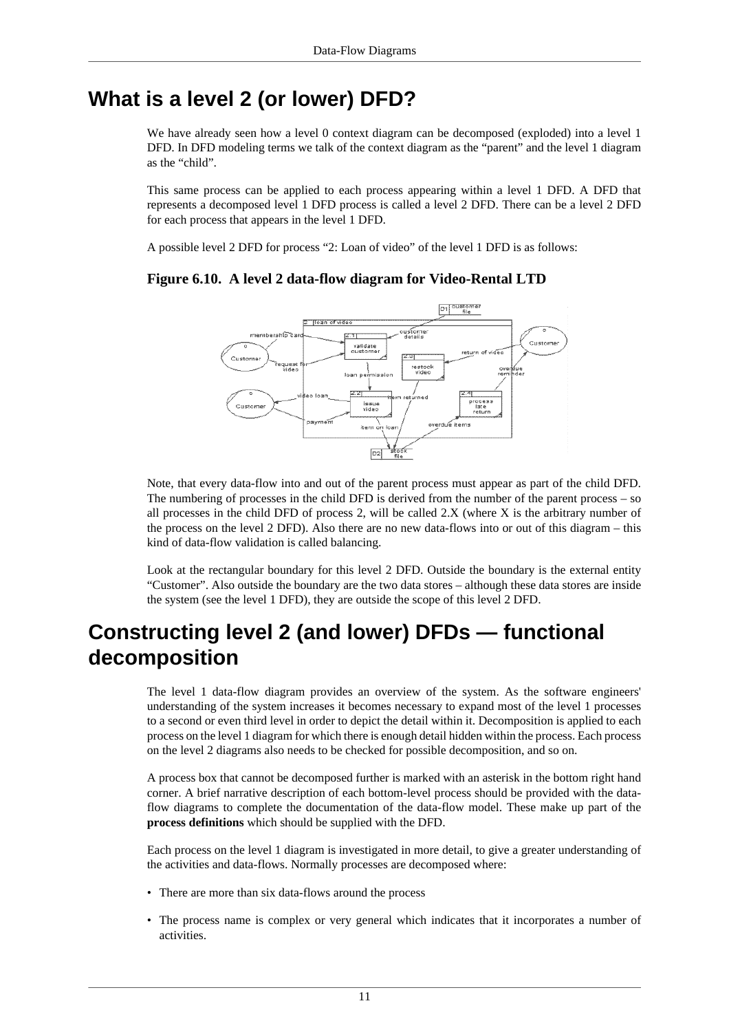# What is a level 2 (or lower) DFD?

We have already seen how a level 0 context diagram can be decomposed (exploded) into a level 1 DFD. In DFD modeling terms we talk of the context diagram as the "parent" and the level 1 diagram as the "child".

This same process can be applied to each process appearing within a level 1 DFD. A DFD that represents a decomposed level 1 DFD process is called a level 2 DFD. There can be a level 2 DFD for each process that appears in the level 1 DFD.

A possible level 2 DFD for process "2: Loan of video" of the level 1 DFD is as follows:

**Figure 6.10. A level 2 data-flow diagram for Video-Rental LTD**

Note, that every data-flow into and out of the parent process must appear as part of the child DFD. The numbering of processes in the child DFD is derived from the number of the parent process – so all processes in the child DFD of process 2, will be called 2.X (where X is the arbitrary number of the process on the level 2 DFD). Also there are no new data-flows into or out of this diagram – this kind of data-flow validation is called balancing.

Look at the rectangular boundary for this level 2 DFD. Outside the boundary is the external entity "Customer". Also outside the boundary are the two data stores – although these data stores are inside the system (see the level 1 DFD), they are outside the scope of this level 2 DFD.

# Constructing level 2 (and lower) DFDs — functional decomposition

The level 1 data-flow diagram provides an overview of the system. As the software engineers' understanding of the system increases it becomes necessary to expand most of the level 1 processes to a second or even third level in order to depict the detail within it. Decomposition is applied to each process on the level 1 diagram for which there is enough detail hidden within the process. Each process on the level 2 diagrams also needs to be checked for possible decomposition, and so on.

A process box that cannot be decomposed further is marked with an asterisk in the bottom right hand corner. A brief narrative description of each bottom-level process should be provided with the data-flow diagrams to complete the documentation of the data-flow model. These make up part of the **process definitions** which should be supplied with the DFD.

Each process on the level 1 diagram is investigated in more detail, to give a greater understanding of the activities and data-flows. Normally processes are decomposed where:

- There are more than six data-flows around the process
- The process name is complex or very general which indicates that it incorporates a number of activities.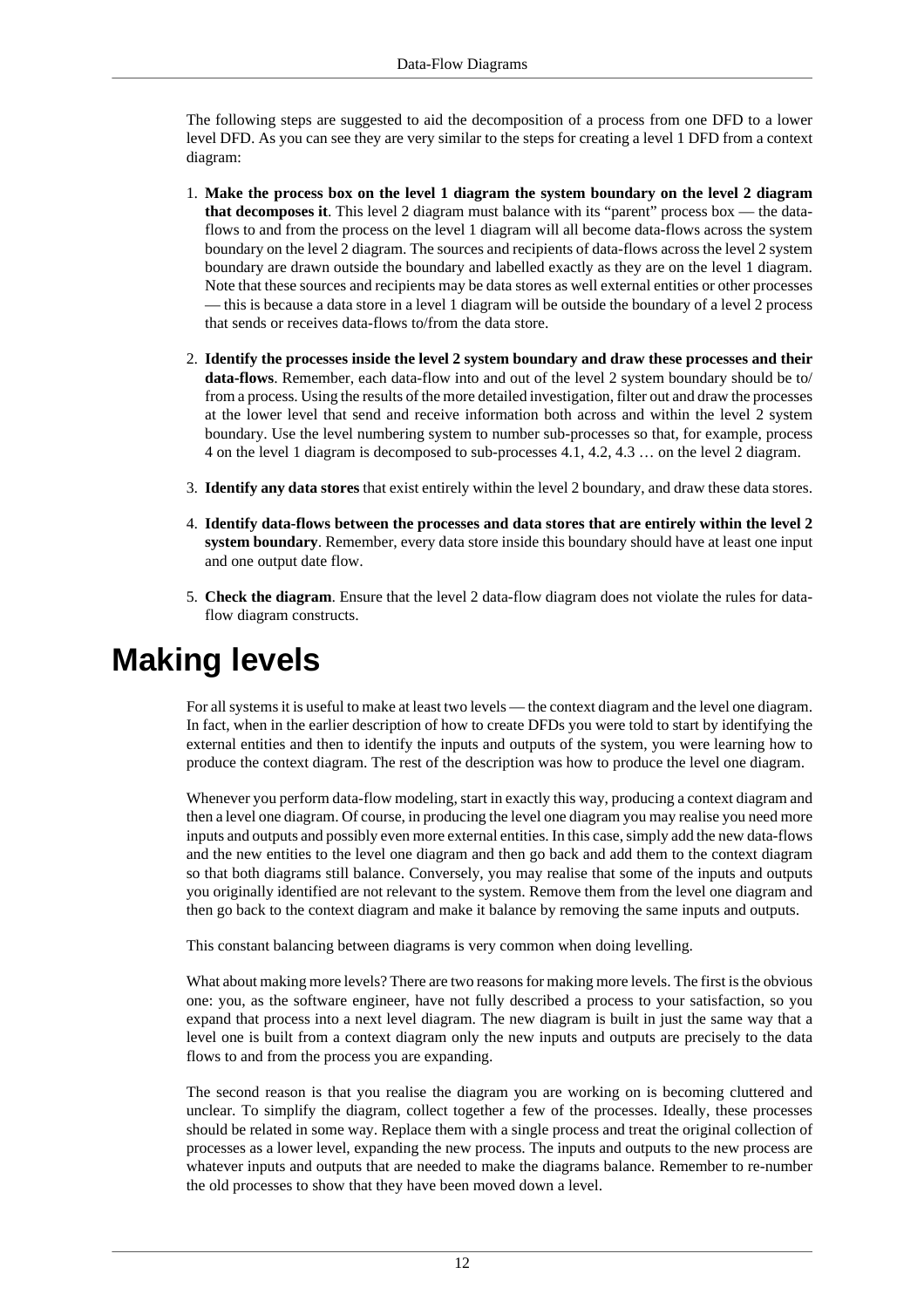The following steps are suggested to aid the decomposition of a process from one DFD to a lower level DFD. As you can see they are very similar to the steps for creating a level 1 DFD from a context diagram:

1. **Make the process box on the level 1 diagram the system boundary on the level 2 diagram that decomposes it**. This level 2 diagram must balance with its "parent" process box — the data-flows to and from the process on the level 1 diagram will all become data-flows across the system boundary on the level 2 diagram. The sources and recipients of data-flows across the level 2 system boundary are drawn outside the boundary and labelled exactly as they are on the level 1 diagram. Note that these sources and recipients may be data stores as well external entities or other processes — this is because a data store in a level 1 diagram will be outside the boundary of a level 2 process that sends or receives data-flows to/from the data store.

2. **Identify the processes inside the level 2 system boundary and draw these processes and their data-flows**. Remember, each data-flow into and out of the level 2 system boundary should be to/from a process. Using the results of the more detailed investigation, filter out and draw the processes at the lower level that send and receive information both across and within the level 2 system boundary. Use the level numbering system to number sub-processes so that, for example, process 4 on the level 1 diagram is decomposed to sub-processes 4.1, 4.2, 4.3 … on the level 2 diagram.

3. **Identify any data stores** that exist entirely within the level 2 boundary, and draw these data stores.

4. **Identify data-flows between the processes and data stores that are entirely within the level 2 system boundary**. Remember, every data store inside this boundary should have at least one input and one output date flow.

5. **Check the diagram**. Ensure that the level 2 data-flow diagram does not violate the rules for data-flow diagram constructs.

# Making levels

For all systems it is useful to make at least two levels — the context diagram and the level one diagram. In fact, when in the earlier description of how to create DFDs you were told to start by identifying the external entities and then to identify the inputs and outputs of the system, you were learning how to produce the context diagram. The rest of the description was how to produce the level one diagram.

Whenever you perform data-flow modeling, start in exactly this way, producing a context diagram and then a level one diagram. Of course, in producing the level one diagram you may realise you need more inputs and outputs and possibly even more external entities. In this case, simply add the new data-flows and the new entities to the level one diagram and then go back and add them to the context diagram so that both diagrams still balance. Conversely, you may realise that some of the inputs and outputs you originally identified are not relevant to the system. Remove them from the level one diagram and then go back to the context diagram and make it balance by removing the same inputs and outputs.

This constant balancing between diagrams is very common when doing levelling.

What about making more levels? There are two reasons for making more levels. The first is the obvious one: you, as the software engineer, have not fully described a process to your satisfaction, so you expand that process into a next level diagram. The new diagram is built in just the same way that a level one is built from a context diagram only the new inputs and outputs are precisely to the data flows to and from the process you are expanding.

The second reason is that you realise the diagram you are working on is becoming cluttered and unclear. To simplify the diagram, collect together a few of the processes. Ideally, these processes should be related in some way. Replace them with a single process and treat the original collection of processes as a lower level, expanding the new process. The inputs and outputs to the new process are whatever inputs and outputs that are needed to make the diagrams balance. Remember to re-number the old processes to show that they have been moved down a level.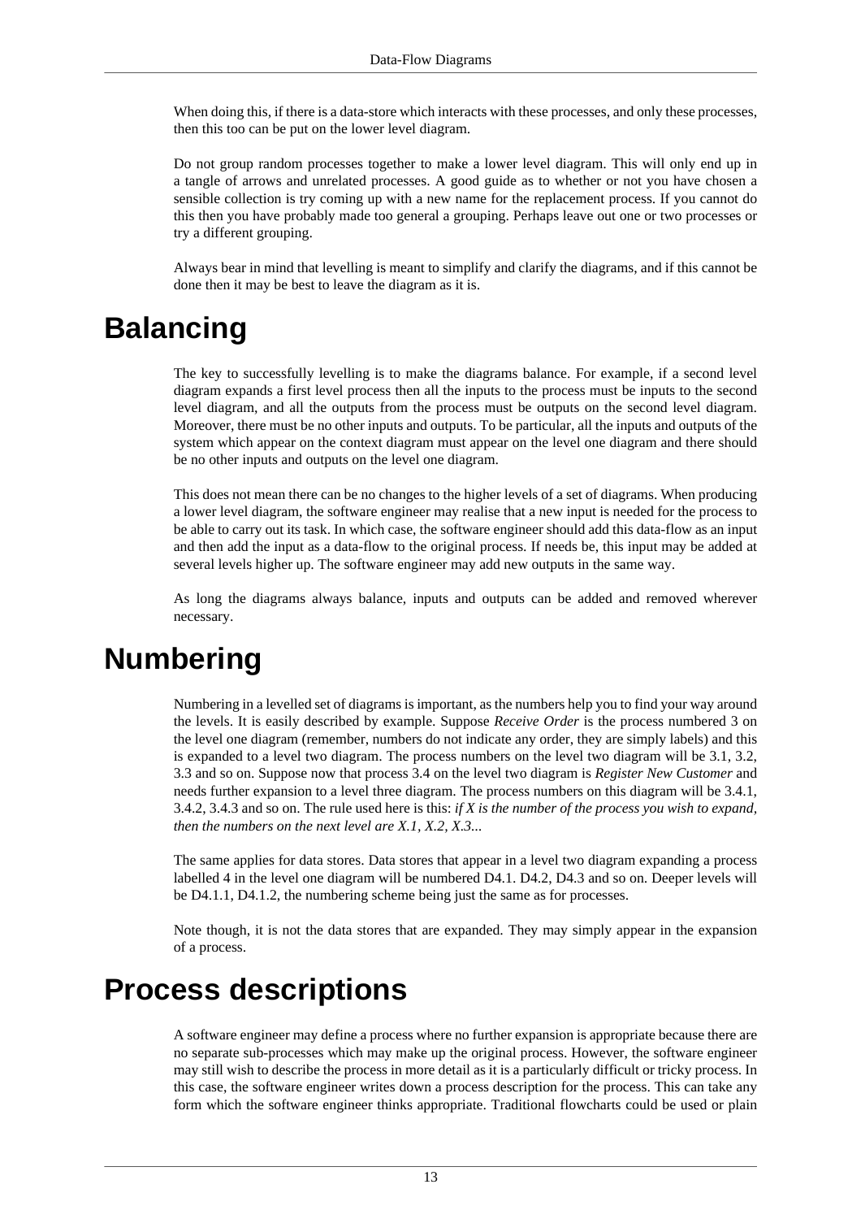When doing this, if there is a data-store which interacts with these processes, and only these processes, then this too can be put on the lower level diagram.

Do not group random processes together to make a lower level diagram. This will only end up in a tangle of arrows and unrelated processes. A good guide as to whether or not you have chosen a sensible collection is try coming up with a new name for the replacement process. If you cannot do this then you have probably made too general a grouping. Perhaps leave out one or two processes or try a different grouping.

Always bear in mind that levelling is meant to simplify and clarify the diagrams, and if this cannot be done then it may be best to leave the diagram as it is.

# Balancing

The key to successfully levelling is to make the diagrams balance. For example, if a second level diagram expands a first level process then all the inputs to the process must be inputs to the second level diagram, and all the outputs from the process must be outputs on the second level diagram. Moreover, there must be no other inputs and outputs. To be particular, all the inputs and outputs of the system which appear on the context diagram must appear on the level one diagram and there should be no other inputs and outputs on the level one diagram.

This does not mean there can be no changes to the higher levels of a set of diagrams. When producing a lower level diagram, the software engineer may realise that a new input is needed for the process to be able to carry out its task. In which case, the software engineer should add this data-flow as an input and then add the input as a data-flow to the original process. If needs be, this input may be added at several levels higher up. The software engineer may add new outputs in the same way.

As long the diagrams always balance, inputs and outputs can be added and removed wherever necessary.

# Numbering

Numbering in a levelled set of diagrams is important, as the numbers help you to find your way around the levels. It is easily described by example. Suppose *Receive Order* is the process numbered 3 on the level one diagram (remember, numbers do not indicate any order, they are simply labels) and this is expanded to a level two diagram. The process numbers on the level two diagram will be 3.1, 3.2, 3.3 and so on. Suppose now that process 3.4 on the level two diagram is *Register New Customer* and needs further expansion to a level three diagram. The process numbers on this diagram will be 3.4.1, 3.4.2, 3.4.3 and so on. The rule used here is this: *if X is the number of the process you wish to expand, then the numbers on the next level are X.1, X.2, X.3...*

The same applies for data stores. Data stores that appear in a level two diagram expanding a process labelled 4 in the level one diagram will be numbered D4.1. D4.2, D4.3 and so on. Deeper levels will be D4.1.1, D4.1.2, the numbering scheme being just the same as for processes.

Note though, it is not the data stores that are expanded. They may simply appear in the expansion of a process.

# Process descriptions

A software engineer may define a process where no further expansion is appropriate because there are no separate sub-processes which may make up the original process. However, the software engineer may still wish to describe the process in more detail as it is a particularly difficult or tricky process. In this case, the software engineer writes down a process description for the process. This can take any form which the software engineer thinks appropriate. Traditional flowcharts could be used or plain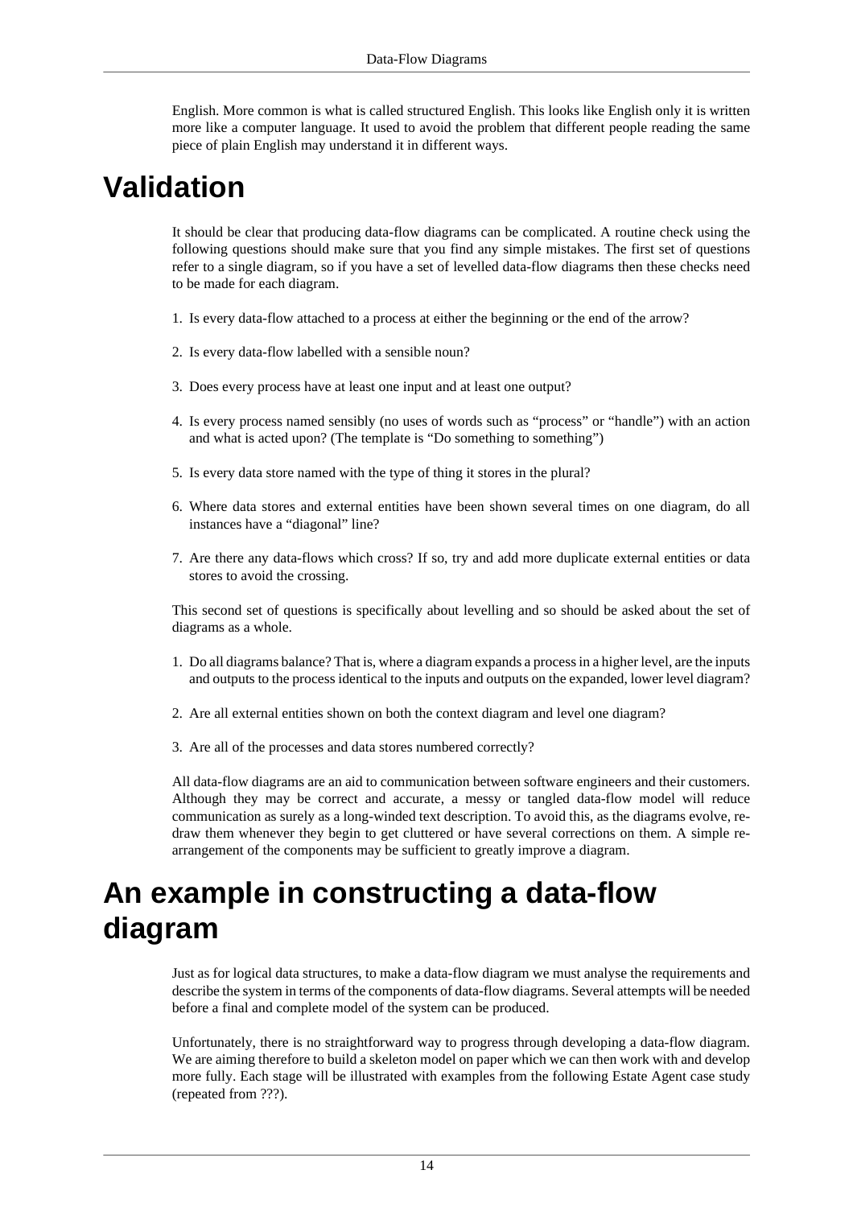English. More common is what is called structured English. This looks like English only it is written more like a computer language. It used to avoid the problem that different people reading the same piece of plain English may understand it in different ways.

# Validation

It should be clear that producing data-flow diagrams can be complicated. A routine check using the following questions should make sure that you find any simple mistakes. The first set of questions refer to a single diagram, so if you have a set of levelled data-flow diagrams then these checks need to be made for each diagram.

1. Is every data-flow attached to a process at either the beginning or the end of the arrow?
2. Is every data-flow labelled with a sensible noun?
3. Does every process have at least one input and at least one output?
4. Is every process named sensibly (no uses of words such as “process” or “handle”) with an action and what is acted upon? (The template is “Do something to something”)
5. Is every data store named with the type of thing it stores in the plural?
6. Where data stores and external entities have been shown several times on one diagram, do all instances have a “diagonal” line?
7. Are there any data-flows which cross? If so, try and add more duplicate external entities or data stores to avoid the crossing.

This second set of questions is specifically about levelling and so should be asked about the set of diagrams as a whole.

1. Do all diagrams balance? That is, where a diagram expands a process in a higher level, are the inputs and outputs to the process identical to the inputs and outputs on the expanded, lower level diagram?
2. Are all external entities shown on both the context diagram and level one diagram?
3. Are all of the processes and data stores numbered correctly?

All data-flow diagrams are an aid to communication between software engineers and their customers. Although they may be correct and accurate, a messy or tangled data-flow model will reduce communication as surely as a long-winded text description. To avoid this, as the diagrams evolve, re-draw them whenever they begin to get cluttered or have several corrections on them. A simple re-arrangement of the components may be sufficient to greatly improve a diagram.

# An example in constructing a data-flow diagram

Just as for logical data structures, to make a data-flow diagram we must analyse the requirements and describe the system in terms of the components of data-flow diagrams. Several attempts will be needed before a final and complete model of the system can be produced.

Unfortunately, there is no straightforward way to progress through developing a data-flow diagram. We are aiming therefore to build a skeleton model on paper which we can then work with and develop more fully. Each stage will be illustrated with examples from the following Estate Agent case study (repeated from ???).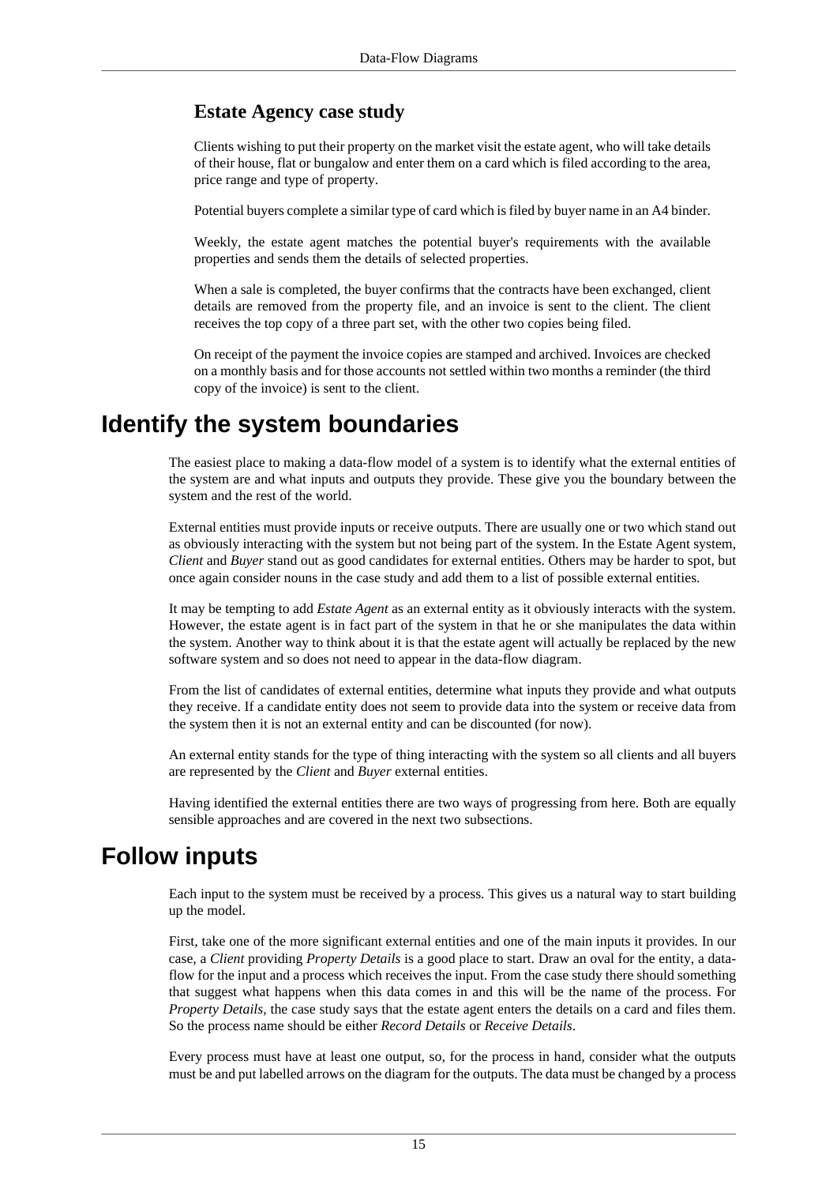### Estate Agency case study

Clients wishing to put their property on the market visit the estate agent, who will take details of their house, flat or bungalow and enter them on a card which is filed according to the area, price range and type of property.

Potential buyers complete a similar type of card which is filed by buyer name in an A4 binder.

Weekly, the estate agent matches the potential buyer's requirements with the available properties and sends them the details of selected properties.

When a sale is completed, the buyer confirms that the contracts have been exchanged, client details are removed from the property file, and an invoice is sent to the client. The client receives the top copy of a three part set, with the other two copies being filed.

On receipt of the payment the invoice copies are stamped and archived. Invoices are checked on a monthly basis and for those accounts not settled within two months a reminder (the third copy of the invoice) is sent to the client.

## Identify the system boundaries

The easiest place to making a data-flow model of a system is to identify what the external entities of the system are and what inputs and outputs they provide. These give you the boundary between the system and the rest of the world.

External entities must provide inputs or receive outputs. There are usually one or two which stand out as obviously interacting with the system but not being part of the system. In the Estate Agent system, *Client* and *Buyer* stand out as good candidates for external entities. Others may be harder to spot, but once again consider nouns in the case study and add them to a list of possible external entities.

It may be tempting to add *Estate Agent* as an external entity as it obviously interacts with the system. However, the estate agent is in fact part of the system in that he or she manipulates the data within the system. Another way to think about it is that the estate agent will actually be replaced by the new software system and so does not need to appear in the data-flow diagram.

From the list of candidates of external entities, determine what inputs they provide and what outputs they receive. If a candidate entity does not seem to provide data into the system or receive data from the system then it is not an external entity and can be discounted (for now).

An external entity stands for the type of thing interacting with the system so all clients and all buyers are represented by the *Client* and *Buyer* external entities.

Having identified the external entities there are two ways of progressing from here. Both are equally sensible approaches and are covered in the next two subsections.

## Follow inputs

Each input to the system must be received by a process. This gives us a natural way to start building up the model.

First, take one of the more significant external entities and one of the main inputs it provides. In our case, a *Client* providing *Property Details* is a good place to start. Draw an oval for the entity, a data-flow for the input and a process which receives the input. From the case study there should something that suggest what happens when this data comes in and this will be the name of the process. For *Property Details*, the case study says that the estate agent enters the details on a card and files them. So the process name should be either *Record Details* or *Receive Details*.

Every process must have at least one output, so, for the process in hand, consider what the outputs must be and put labelled arrows on the diagram for the outputs. The data must be changed by a process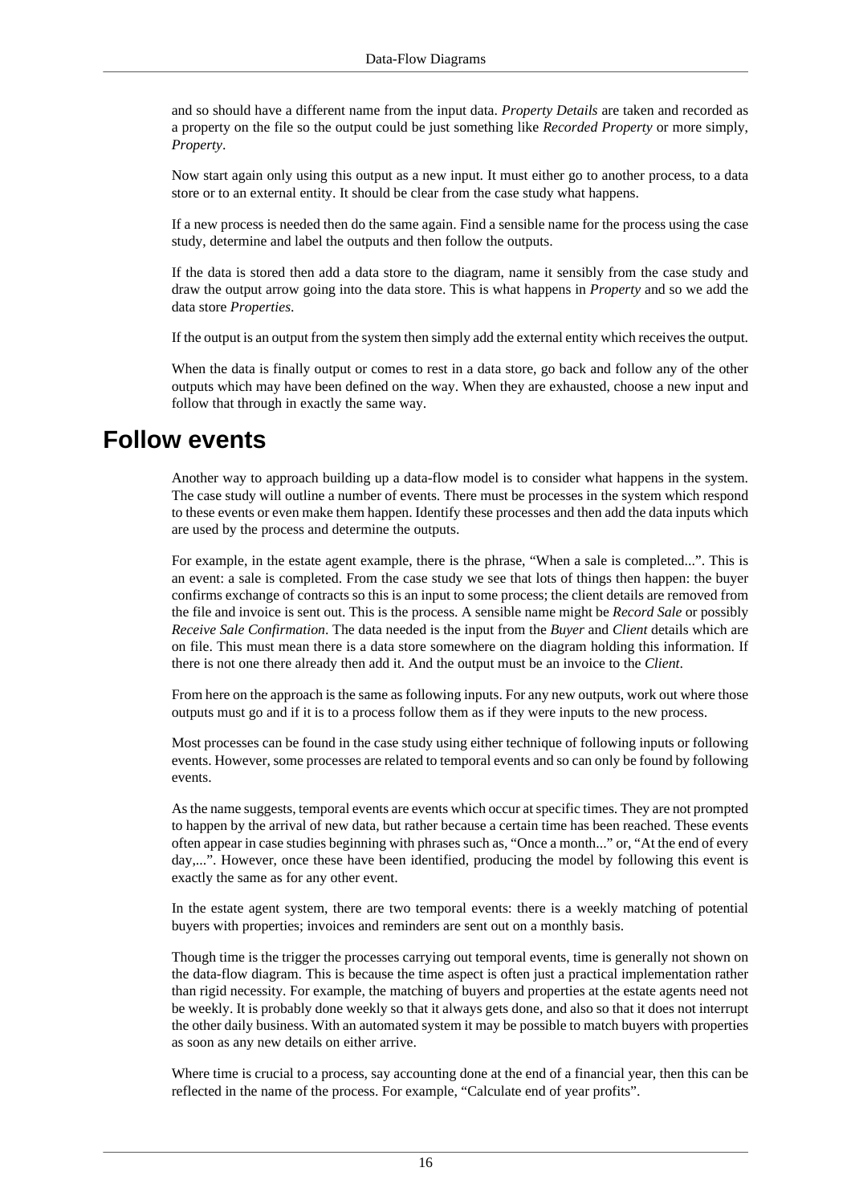and so should have a different name from the input data. *Property Details* are taken and recorded as a property on the file so the output could be just something like *Recorded Property* or more simply, *Property*.

Now start again only using this output as a new input. It must either go to another process, to a data store or to an external entity. It should be clear from the case study what happens.

If a new process is needed then do the same again. Find a sensible name for the process using the case study, determine and label the outputs and then follow the outputs.

If the data is stored then add a data store to the diagram, name it sensibly from the case study and draw the output arrow going into the data store. This is what happens in *Property* and so we add the data store *Properties*.

If the output is an output from the system then simply add the external entity which receives the output.

When the data is finally output or comes to rest in a data store, go back and follow any of the other outputs which may have been defined on the way. When they are exhausted, choose a new input and follow that through in exactly the same way.

# Follow events

Another way to approach building up a data-flow model is to consider what happens in the system. The case study will outline a number of events. There must be processes in the system which respond to these events or even make them happen. Identify these processes and then add the data inputs which are used by the process and determine the outputs.

For example, in the estate agent example, there is the phrase, "When a sale is completed...". This is an event: a sale is completed. From the case study we see that lots of things then happen: the buyer confirms exchange of contracts so this is an input to some process; the client details are removed from the file and invoice is sent out. This is the process. A sensible name might be *Record Sale* or possibly *Receive Sale Confirmation*. The data needed is the input from the *Buyer* and *Client* details which are on file. This must mean there is a data store somewhere on the diagram holding this information. If there is not one there already then add it. And the output must be an invoice to the *Client*.

From here on the approach is the same as following inputs. For any new outputs, work out where those outputs must go and if it is to a process follow them as if they were inputs to the new process.

Most processes can be found in the case study using either technique of following inputs or following events. However, some processes are related to temporal events and so can only be found by following events.

As the name suggests, temporal events are events which occur at specific times. They are not prompted to happen by the arrival of new data, but rather because a certain time has been reached. These events often appear in case studies beginning with phrases such as, "Once a month..." or, "At the end of every day,...". However, once these have been identified, producing the model by following this event is exactly the same as for any other event.

In the estate agent system, there are two temporal events: there is a weekly matching of potential buyers with properties; invoices and reminders are sent out on a monthly basis.

Though time is the trigger the processes carrying out temporal events, time is generally not shown on the data-flow diagram. This is because the time aspect is often just a practical implementation rather than rigid necessity. For example, the matching of buyers and properties at the estate agents need not be weekly. It is probably done weekly so that it always gets done, and also so that it does not interrupt the other daily business. With an automated system it may be possible to match buyers with properties as soon as any new details on either arrive.

Where time is crucial to a process, say accounting done at the end of a financial year, then this can be reflected in the name of the process. For example, "Calculate end of year profits".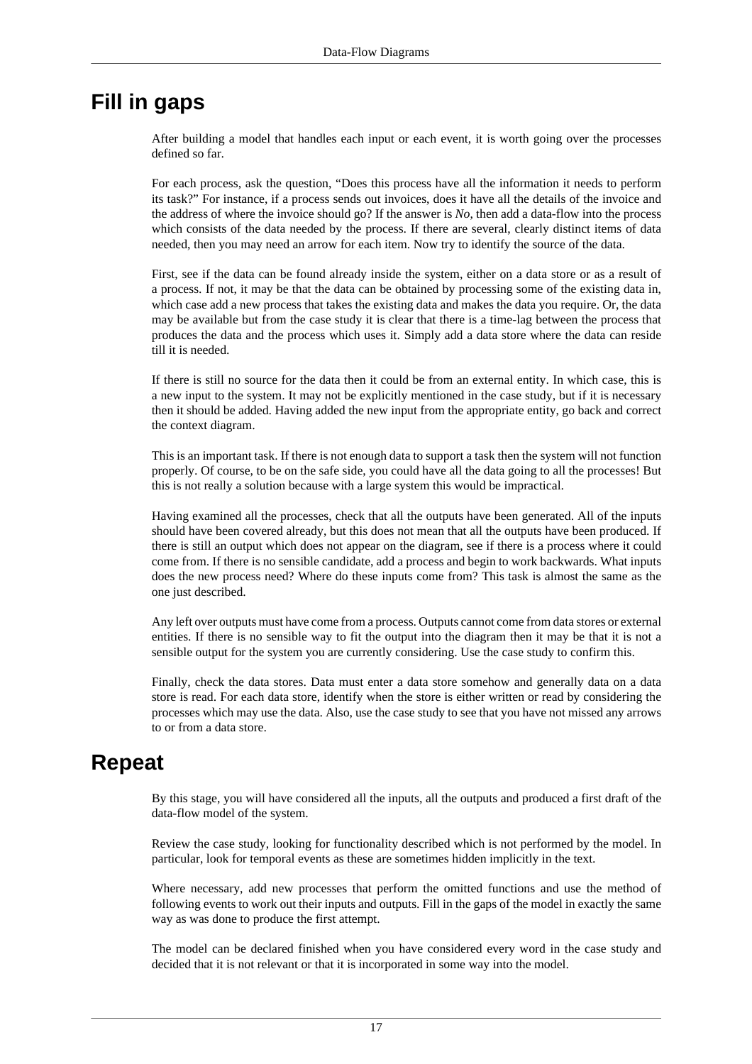## Fill in gaps

After building a model that handles each input or each event, it is worth going over the processes defined so far.

For each process, ask the question, “Does this process have all the information it needs to perform its task?” For instance, if a process sends out invoices, does it have all the details of the invoice and the address of where the invoice should go? If the answer is *No*, then add a data-flow into the process which consists of the data needed by the process. If there are several, clearly distinct items of data needed, then you may need an arrow for each item. Now try to identify the source of the data.

First, see if the data can be found already inside the system, either on a data store or as a result of a process. If not, it may be that the data can be obtained by processing some of the existing data in, which case add a new process that takes the existing data and makes the data you require. Or, the data may be available but from the case study it is clear that there is a time-lag between the process that produces the data and the process which uses it. Simply add a data store where the data can reside till it is needed.

If there is still no source for the data then it could be from an external entity. In which case, this is a new input to the system. It may not be explicitly mentioned in the case study, but if it is necessary then it should be added. Having added the new input from the appropriate entity, go back and correct the context diagram.

This is an important task. If there is not enough data to support a task then the system will not function properly. Of course, to be on the safe side, you could have all the data going to all the processes! But this is not really a solution because with a large system this would be impractical.

Having examined all the processes, check that all the outputs have been generated. All of the inputs should have been covered already, but this does not mean that all the outputs have been produced. If there is still an output which does not appear on the diagram, see if there is a process where it could come from. If there is no sensible candidate, add a process and begin to work backwards. What inputs does the new process need? Where do these inputs come from? This task is almost the same as the one just described.

Any left over outputs must have come from a process. Outputs cannot come from data stores or external entities. If there is no sensible way to fit the output into the diagram then it may be that it is not a sensible output for the system you are currently considering. Use the case study to confirm this.

Finally, check the data stores. Data must enter a data store somehow and generally data on a data store is read. For each data store, identify when the store is either written or read by considering the processes which may use the data. Also, use the case study to see that you have not missed any arrows to or from a data store.

## Repeat

By this stage, you will have considered all the inputs, all the outputs and produced a first draft of the data-flow model of the system.

Review the case study, looking for functionality described which is not performed by the model. In particular, look for temporal events as these are sometimes hidden implicitly in the text.

Where necessary, add new processes that perform the omitted functions and use the method of following events to work out their inputs and outputs. Fill in the gaps of the model in exactly the same way as was done to produce the first attempt.

The model can be declared finished when you have considered every word in the case study and decided that it is not relevant or that it is incorporated in some way into the model.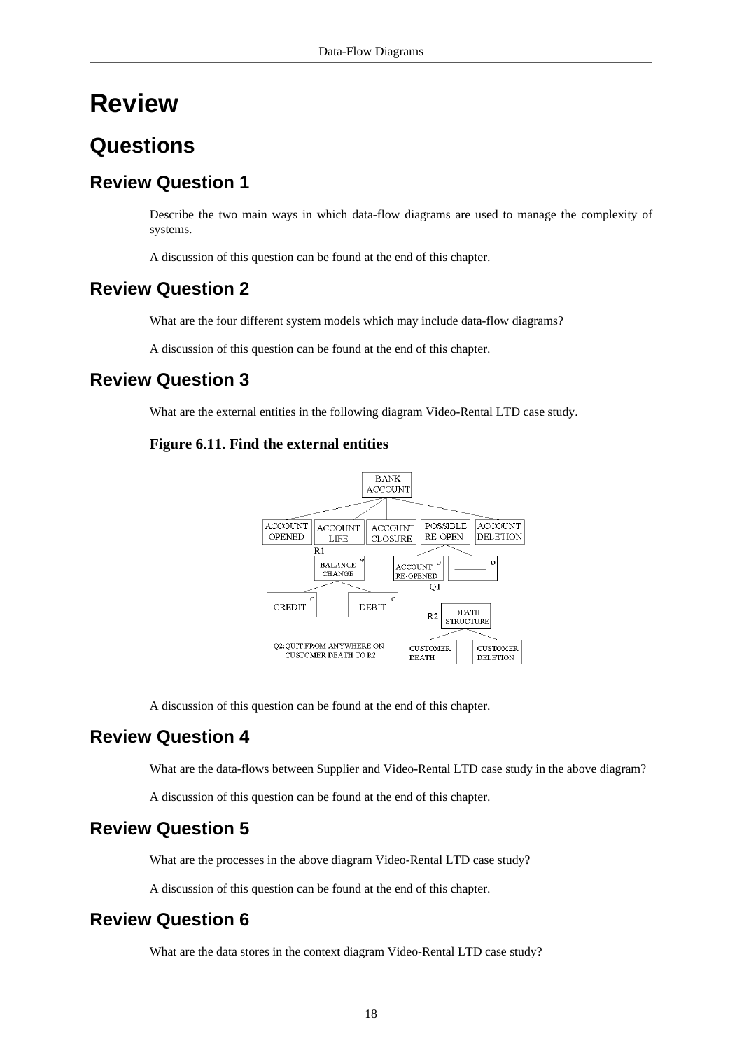# Review

## Questions

### Review Question 1

Describe the two main ways in which data-flow diagrams are used to manage the complexity of systems.

A discussion of this question can be found at the end of this chapter.

### Review Question 2

What are the four different system models which may include data-flow diagrams?

A discussion of this question can be found at the end of this chapter.

### Review Question 3

What are the external entities in the following diagram Video-Rental LTD case study.

**Figure 6.11. Find the external entities**

A discussion of this question can be found at the end of this chapter.

### Review Question 4

What are the data-flows between Supplier and Video-Rental LTD case study in the above diagram?

A discussion of this question can be found at the end of this chapter.

### Review Question 5

What are the processes in the above diagram Video-Rental LTD case study?

A discussion of this question can be found at the end of this chapter.

### Review Question 6

What are the data stores in the context diagram Video-Rental LTD case study?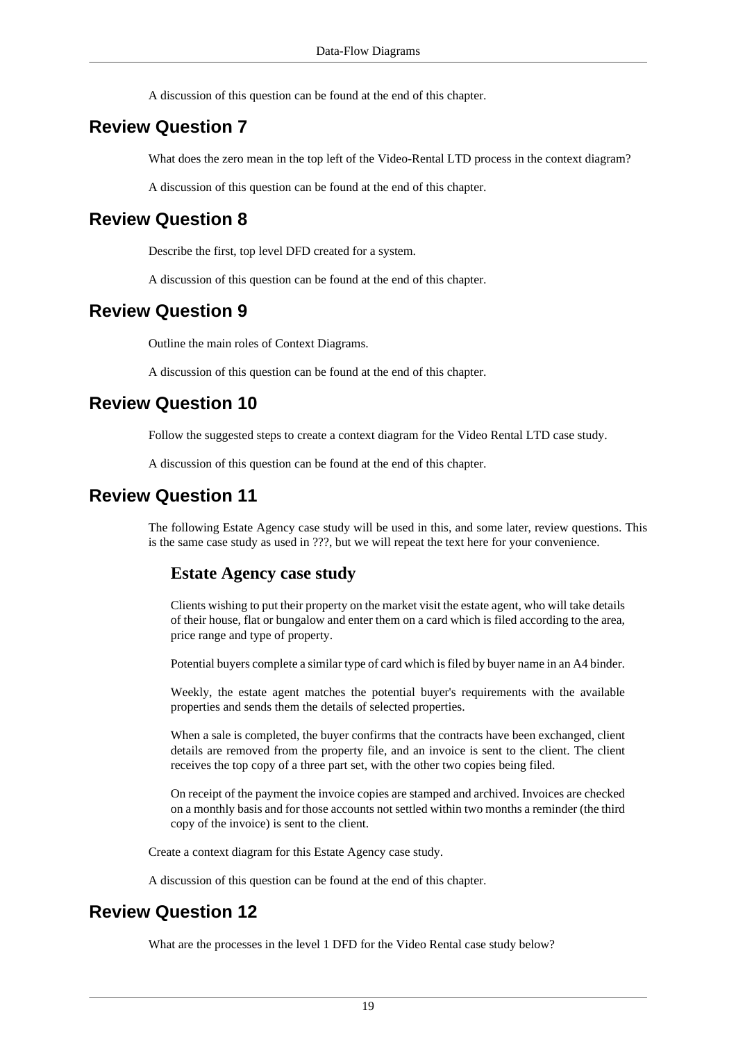A discussion of this question can be found at the end of this chapter.

## Review Question 7

What does the zero mean in the top left of the Video-Rental LTD process in the context diagram?

A discussion of this question can be found at the end of this chapter.

## Review Question 8

Describe the first, top level DFD created for a system.

A discussion of this question can be found at the end of this chapter.

## Review Question 9

Outline the main roles of Context Diagrams.

A discussion of this question can be found at the end of this chapter.

## Review Question 10

Follow the suggested steps to create a context diagram for the Video Rental LTD case study.

A discussion of this question can be found at the end of this chapter.

## Review Question 11

The following Estate Agency case study will be used in this, and some later, review questions. This is the same case study as used in ???, but we will repeat the text here for your convenience.

### Estate Agency case study

Clients wishing to put their property on the market visit the estate agent, who will take details of their house, flat or bungalow and enter them on a card which is filed according to the area, price range and type of property.

Potential buyers complete a similar type of card which is filed by buyer name in an A4 binder.

Weekly, the estate agent matches the potential buyer's requirements with the available properties and sends them the details of selected properties.

When a sale is completed, the buyer confirms that the contracts have been exchanged, client details are removed from the property file, and an invoice is sent to the client. The client receives the top copy of a three part set, with the other two copies being filed.

On receipt of the payment the invoice copies are stamped and archived. Invoices are checked on a monthly basis and for those accounts not settled within two months a reminder (the third copy of the invoice) is sent to the client.

Create a context diagram for this Estate Agency case study.

A discussion of this question can be found at the end of this chapter.

## Review Question 12

What are the processes in the level 1 DFD for the Video Rental case study below?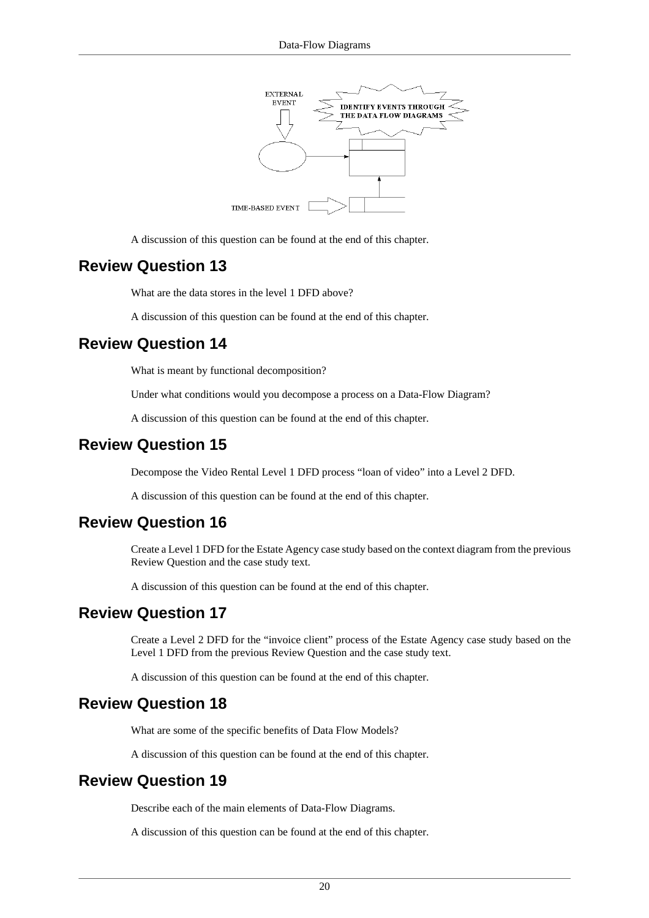A discussion of this question can be found at the end of this chapter.

## Review Question 13

What are the data stores in the level 1 DFD above?

A discussion of this question can be found at the end of this chapter.

## Review Question 14

What is meant by functional decomposition?

Under what conditions would you decompose a process on a Data-Flow Diagram?

A discussion of this question can be found at the end of this chapter.

## Review Question 15

Decompose the Video Rental Level 1 DFD process “loan of video” into a Level 2 DFD.

A discussion of this question can be found at the end of this chapter.

## Review Question 16

Create a Level 1 DFD for the Estate Agency case study based on the context diagram from the previous Review Question and the case study text.

A discussion of this question can be found at the end of this chapter.

## Review Question 17

Create a Level 2 DFD for the “invoice client” process of the Estate Agency case study based on the Level 1 DFD from the previous Review Question and the case study text.

A discussion of this question can be found at the end of this chapter.

## Review Question 18

What are some of the specific benefits of Data Flow Models?

A discussion of this question can be found at the end of this chapter.

## Review Question 19

Describe each of the main elements of Data-Flow Diagrams.

A discussion of this question can be found at the end of this chapter.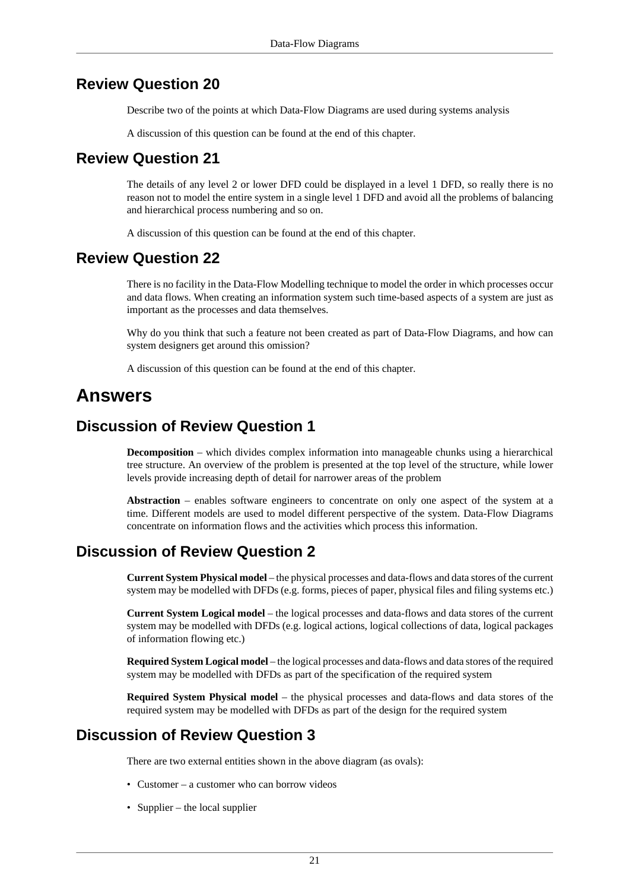## Review Question 20

Describe two of the points at which Data-Flow Diagrams are used during systems analysis

A discussion of this question can be found at the end of this chapter.

## Review Question 21

The details of any level 2 or lower DFD could be displayed in a level 1 DFD, so really there is no reason not to model the entire system in a single level 1 DFD and avoid all the problems of balancing and hierarchical process numbering and so on.

A discussion of this question can be found at the end of this chapter.

## Review Question 22

There is no facility in the Data-Flow Modelling technique to model the order in which processes occur and data flows. When creating an information system such time-based aspects of a system are just as important as the processes and data themselves.

Why do you think that such a feature not been created as part of Data-Flow Diagrams, and how can system designers get around this omission?

A discussion of this question can be found at the end of this chapter.

# Answers

## Discussion of Review Question 1

**Decomposition** – which divides complex information into manageable chunks using a hierarchical tree structure. An overview of the problem is presented at the top level of the structure, while lower levels provide increasing depth of detail for narrower areas of the problem

**Abstraction** – enables software engineers to concentrate on only one aspect of the system at a time. Different models are used to model different perspective of the system. Data-Flow Diagrams concentrate on information flows and the activities which process this information.

## Discussion of Review Question 2

**Current System Physical model** – the physical processes and data-flows and data stores of the current system may be modelled with DFDs (e.g. forms, pieces of paper, physical files and filing systems etc.)

**Current System Logical model** – the logical processes and data-flows and data stores of the current system may be modelled with DFDs (e.g. logical actions, logical collections of data, logical packages of information flowing etc.)

**Required System Logical model** – the logical processes and data-flows and data stores of the required system may be modelled with DFDs as part of the specification of the required system

**Required System Physical model** – the physical processes and data-flows and data stores of the required system may be modelled with DFDs as part of the design for the required system

## Discussion of Review Question 3

There are two external entities shown in the above diagram (as ovals):

- Customer – a customer who can borrow videos
- Supplier – the local supplier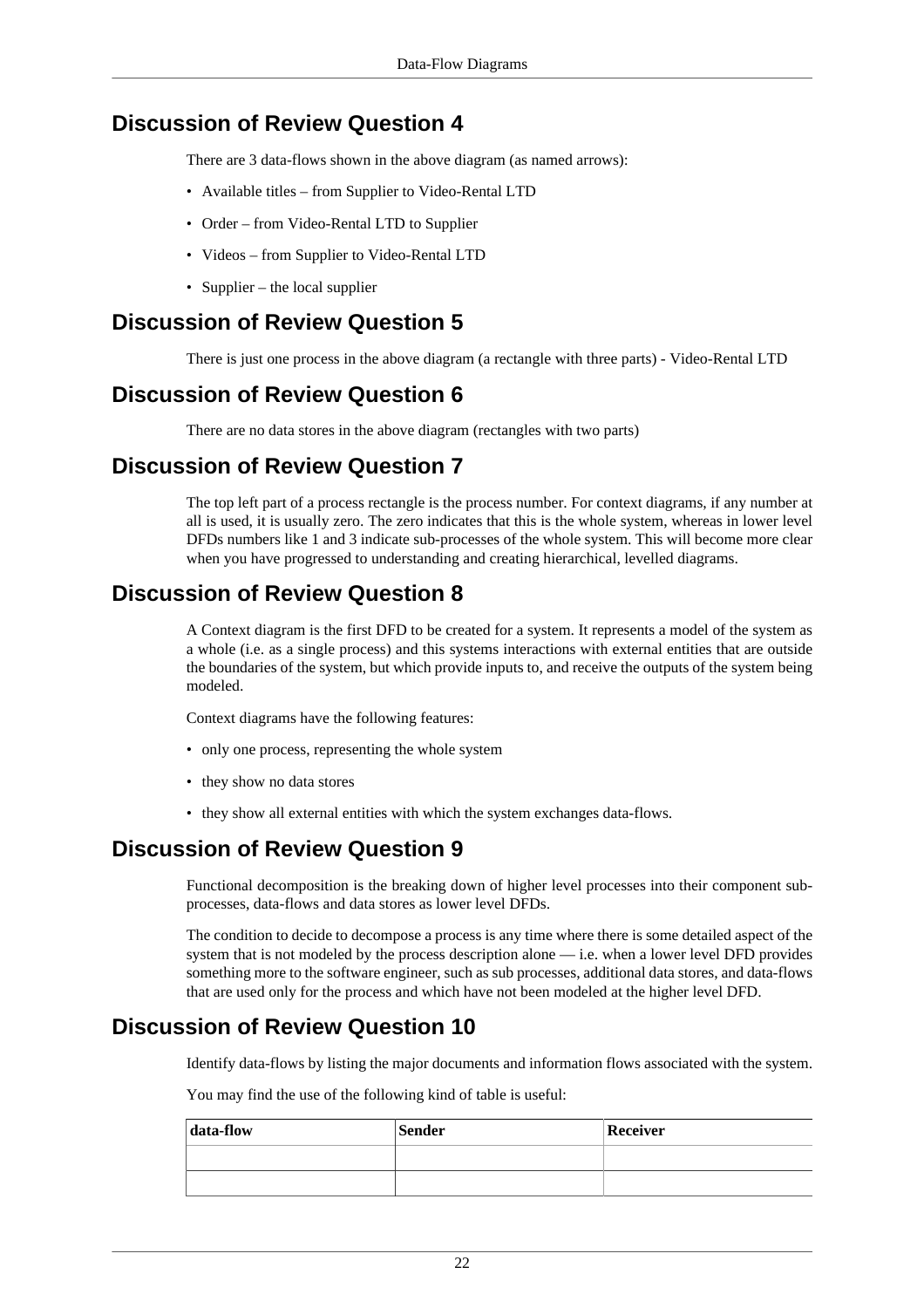## Discussion of Review Question 4

There are 3 data-flows shown in the above diagram (as named arrows):

- Available titles – from Supplier to Video-Rental LTD
- Order – from Video-Rental LTD to Supplier
- Videos – from Supplier to Video-Rental LTD
- Supplier – the local supplier

## Discussion of Review Question 5

There is just one process in the above diagram (a rectangle with three parts) - Video-Rental LTD

## Discussion of Review Question 6

There are no data stores in the above diagram (rectangles with two parts)

## Discussion of Review Question 7

The top left part of a process rectangle is the process number. For context diagrams, if any number at all is used, it is usually zero. The zero indicates that this is the whole system, whereas in lower level DFDs numbers like 1 and 3 indicate sub-processes of the whole system. This will become more clear when you have progressed to understanding and creating hierarchical, levelled diagrams.

## Discussion of Review Question 8

A Context diagram is the first DFD to be created for a system. It represents a model of the system as a whole (i.e. as a single process) and this systems interactions with external entities that are outside the boundaries of the system, but which provide inputs to, and receive the outputs of the system being modeled.

Context diagrams have the following features:

- only one process, representing the whole system
- they show no data stores
- they show all external entities with which the system exchanges data-flows.

## Discussion of Review Question 9

Functional decomposition is the breaking down of higher level processes into their component sub-processes, data-flows and data stores as lower level DFDs.

The condition to decide to decompose a process is any time where there is some detailed aspect of the system that is not modeled by the process description alone — i.e. when a lower level DFD provides something more to the software engineer, such as sub processes, additional data stores, and data-flows that are used only for the process and which have not been modeled at the higher level DFD.

## Discussion of Review Question 10

Identify data-flows by listing the major documents and information flows associated with the system.

You may find the use of the following kind of table is useful:

| data-flow | Sender | Receiver |
|---|---|---|
| | | |
| | | |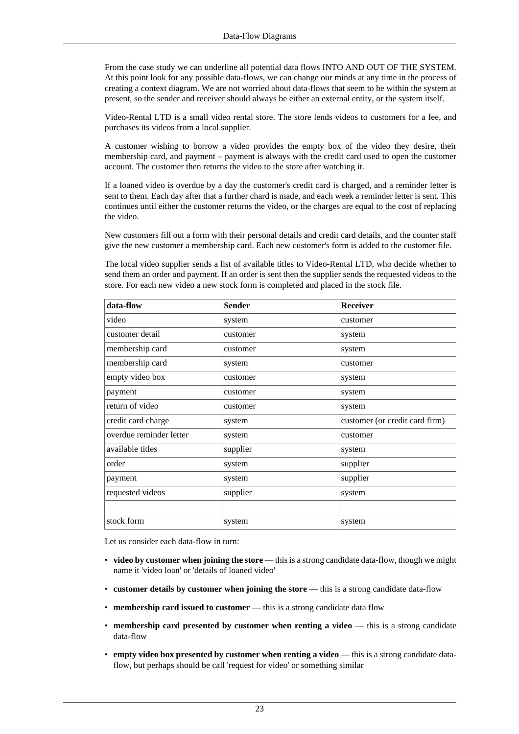From the case study we can underline all potential data flows INTO AND OUT OF THE SYSTEM. At this point look for any possible data-flows, we can change our minds at any time in the process of creating a context diagram. We are not worried about data-flows that seem to be within the system at present, so the sender and receiver should always be either an external entity, or the system itself.

Video-Rental LTD is a small video rental store. The store lends videos to customers for a fee, and purchases its videos from a local supplier.

A customer wishing to borrow a video provides the empty box of the video they desire, their membership card, and payment – payment is always with the credit card used to open the customer account. The customer then returns the video to the store after watching it.

If a loaned video is overdue by a day the customer's credit card is charged, and a reminder letter is sent to them. Each day after that a further chard is made, and each week a reminder letter is sent. This continues until either the customer returns the video, or the charges are equal to the cost of replacing the video.

New customers fill out a form with their personal details and credit card details, and the counter staff give the new customer a membership card. Each new customer's form is added to the customer file.

The local video supplier sends a list of available titles to Video-Rental LTD, who decide whether to send them an order and payment. If an order is sent then the supplier sends the requested videos to the store. For each new video a new stock form is completed and placed in the stock file.

| data-flow | Sender | Receiver |
|---|---|---|
| video | system | customer |
| customer detail | customer | system |
| membership card | customer | system |
| membership card | system | customer |
| empty video box | customer | system |
| payment | customer | system |
| return of video | customer | system |
| credit card charge | system | customer (or credit card firm) |
| overdue reminder letter | system | customer |
| available titles | supplier | system |
| order | system | supplier |
| payment | system | supplier |
| requested videos | supplier | system |
| | | |
| stock form | system | system |

Let us consider each data-flow in turn:

- **video by customer when joining the store** — this is a strong candidate data-flow, though we might name it 'video loan' or 'details of loaned video'
- **customer details by customer when joining the store** — this is a strong candidate data-flow
- **membership card issued to customer** — this is a strong candidate data flow
- **membership card presented by customer when renting a video** — this is a strong candidate data-flow
- **empty video box presented by customer when renting a video** — this is a strong candidate data-flow, but perhaps should be call 'request for video' or something similar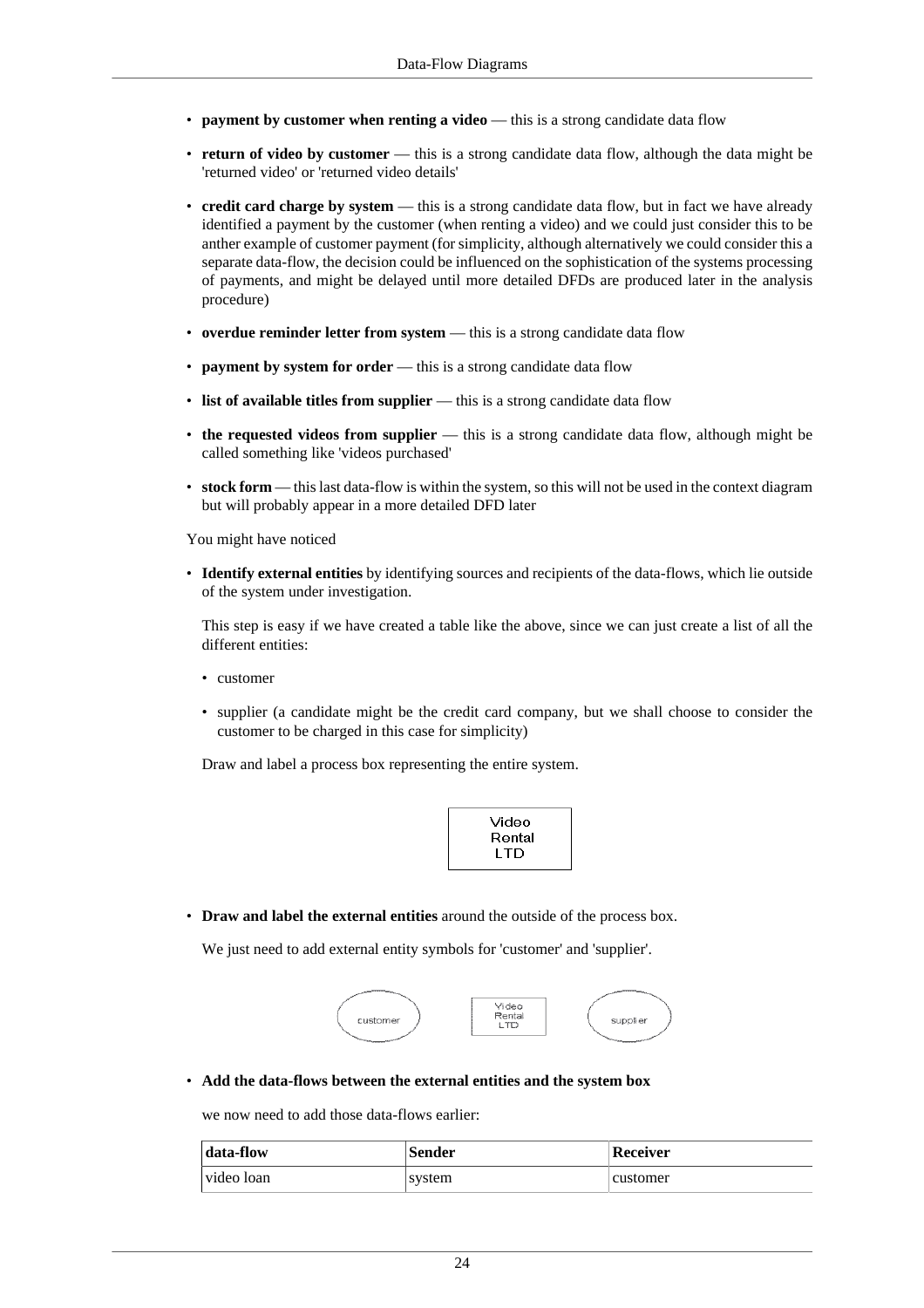- **payment by customer when renting a video** — this is a strong candidate data flow
- **return of video by customer** — this is a strong candidate data flow, although the data might be 'returned video' or 'returned video details'
- **credit card charge by system** — this is a strong candidate data flow, but in fact we have already identified a payment by the customer (when renting a video) and we could just consider this to be anther example of customer payment (for simplicity, although alternatively we could consider this a separate data-flow, the decision could be influenced on the sophistication of the systems processing of payments, and might be delayed until more detailed DFDs are produced later in the analysis procedure)
- **overdue reminder letter from system** — this is a strong candidate data flow
- **payment by system for order** — this is a strong candidate data flow
- **list of available titles from supplier** — this is a strong candidate data flow
- **the requested videos from supplier** — this is a strong candidate data flow, although might be called something like 'videos purchased'
- **stock form** — this last data-flow is within the system, so this will not be used in the context diagram but will probably appear in a more detailed DFD later

You might have noticed

- **Identify external entities** by identifying sources and recipients of the data-flows, which lie outside of the system under investigation.

  This step is easy if we have created a table like the above, since we can just create a list of all the different entities:

  - customer
  - supplier (a candidate might be the credit card company, but we shall choose to consider the customer to be charged in this case for simplicity)

  Draw and label a process box representing the entire system.

  Video Rental LTD

- **Draw and label the external entities** around the outside of the process box.

  We just need to add external entity symbols for 'customer' and 'supplier'.

  customer    Video Rental LTD    supplier

- **Add the data-flows between the external entities and the system box**

  we now need to add those data-flows earlier:

| data-flow | Sender | Receiver |
|---|---|---|
| video loan | system | customer |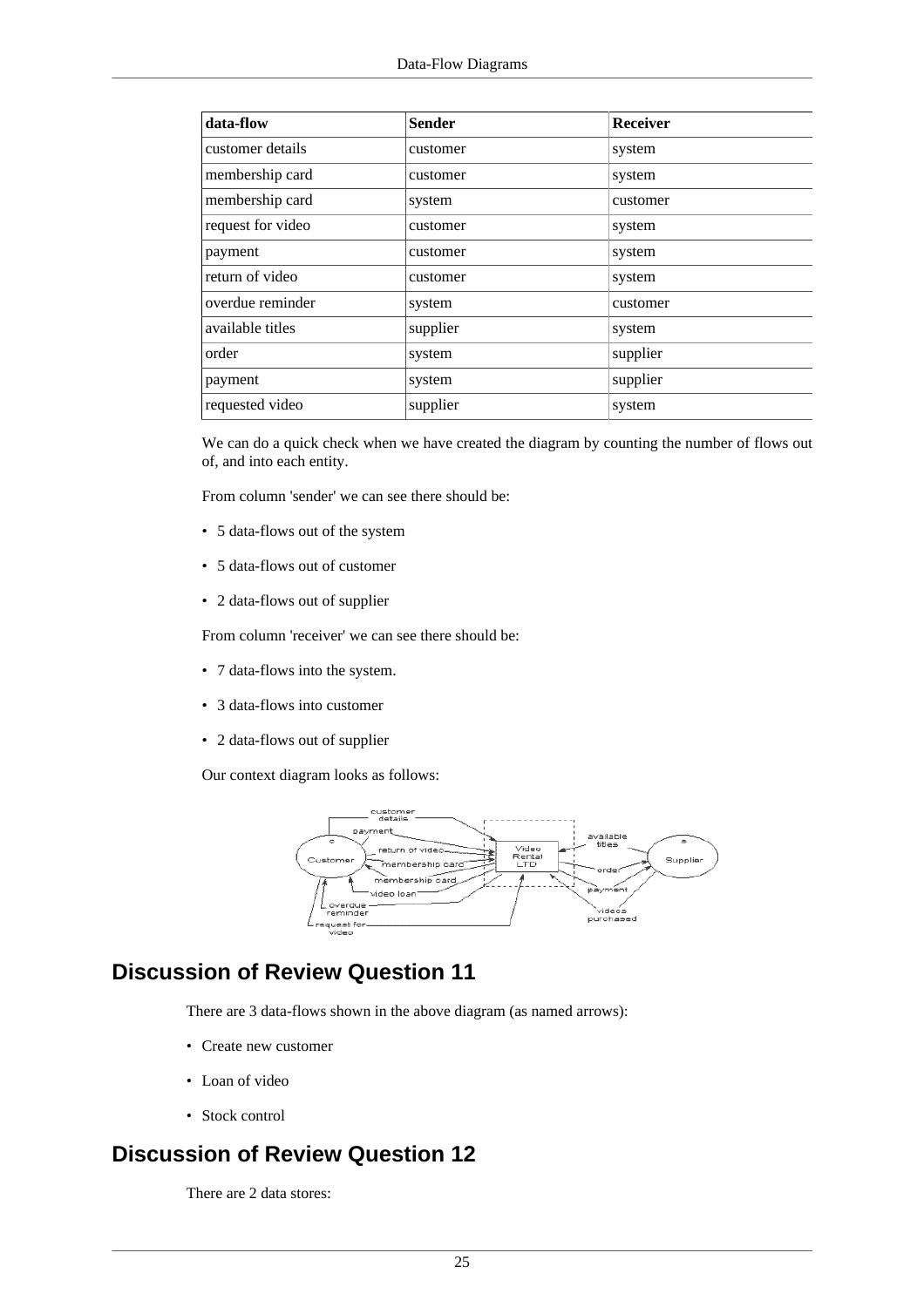| data-flow | Sender | Receiver |
|---|---|---|
| customer details | customer | system |
| membership card | customer | system |
| membership card | system | customer |
| request for video | customer | system |
| payment | customer | system |
| return of video | customer | system |
| overdue reminder | system | customer |
| available titles | supplier | system |
| order | system | supplier |
| payment | system | supplier |
| requested video | supplier | system |

We can do a quick check when we have created the diagram by counting the number of flows out of, and into each entity.

From column 'sender' we can see there should be:

- 5 data-flows out of the system
- 5 data-flows out of customer
- 2 data-flows out of supplier

From column 'receiver' we can see there should be:

- 7 data-flows into the system.
- 3 data-flows into customer
- 2 data-flows out of supplier

Our context diagram looks as follows:

## Discussion of Review Question 11

There are 3 data-flows shown in the above diagram (as named arrows):

- Create new customer
- Loan of video
- Stock control

## Discussion of Review Question 12

There are 2 data stores: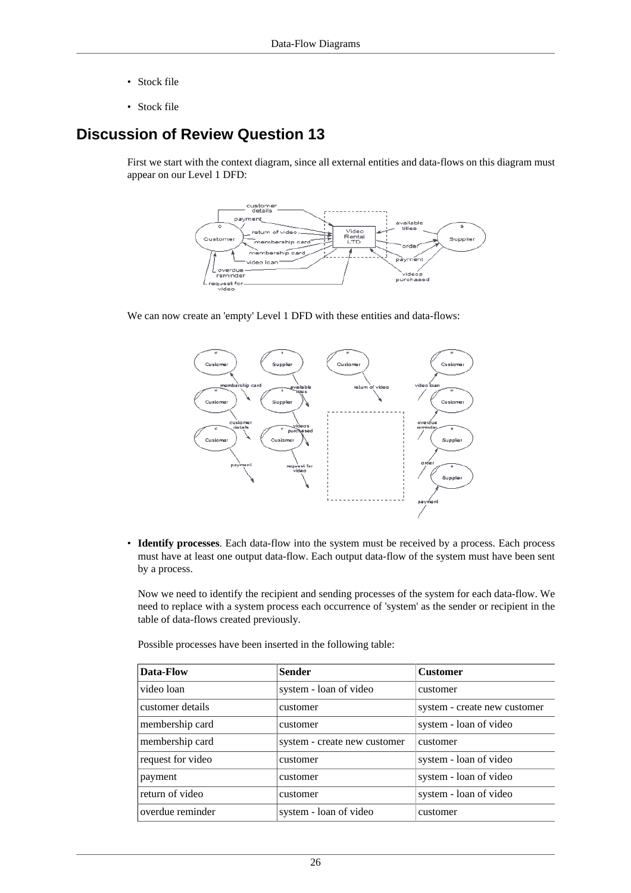- Stock file
- Stock file

## Discussion of Review Question 13

First we start with the context diagram, since all external entities and data-flows on this diagram must appear on our Level 1 DFD:

We can now create an 'empty' Level 1 DFD with these entities and data-flows:

- **Identify processes**. Each data-flow into the system must be received by a process. Each process must have at least one output data-flow. Each output data-flow of the system must have been sent by a process.

  Now we need to identify the recipient and sending processes of the system for each data-flow. We need to replace with a system process each occurrence of 'system' as the sender or recipient in the table of data-flows created previously.

  Possible processes have been inserted in the following table:

| Data-Flow | Sender | Customer |
|---|---|---|
| video loan | system - loan of video | customer |
| customer details | customer | system - create new customer |
| membership card | customer | system - loan of video |
| membership card | system - create new customer | customer |
| request for video | customer | system - loan of video |
| payment | customer | system - loan of video |
| return of video | customer | system - loan of video |
| overdue reminder | system - loan of video | customer |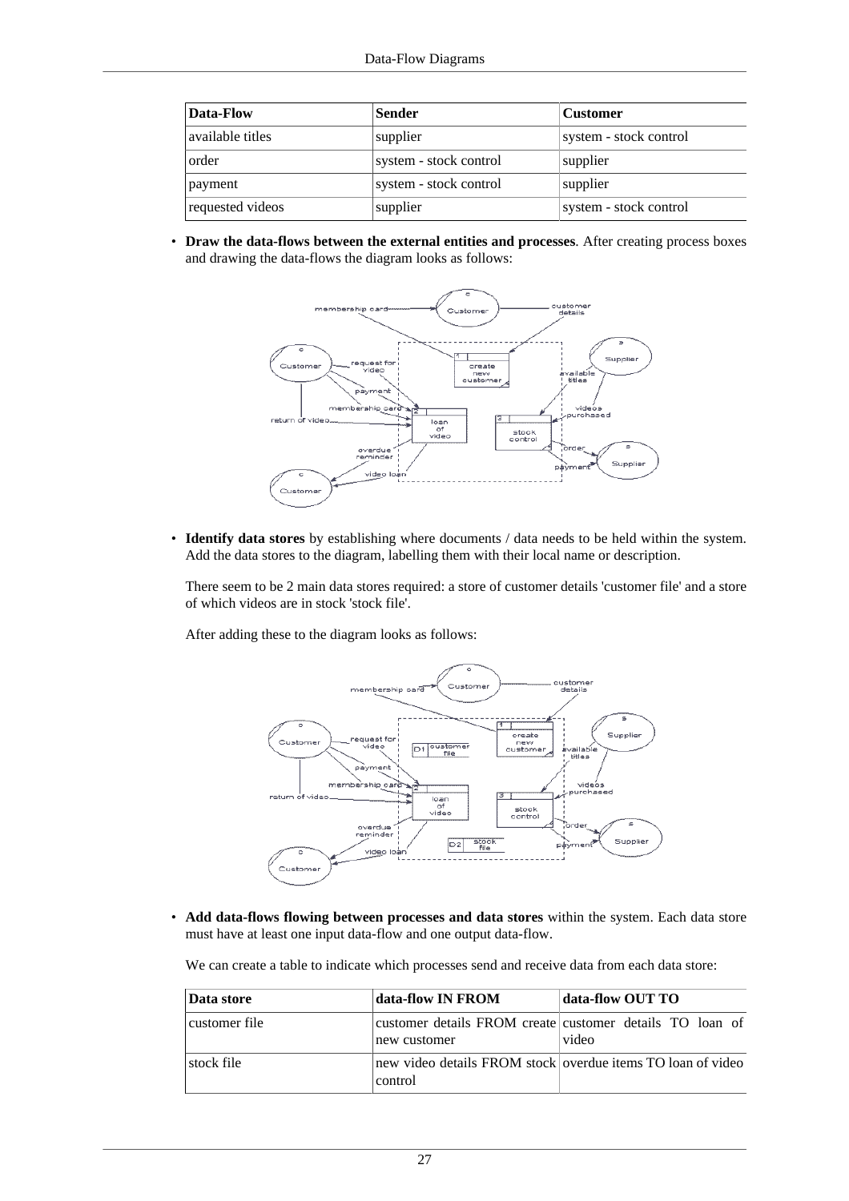| Data-Flow | Sender | Customer |
| --- | --- | --- |
| available titles | supplier | system - stock control |
| order | system - stock control | supplier |
| payment | system - stock control | supplier |
| requested videos | supplier | system - stock control |

- **Draw the data-flows between the external entities and processes**. After creating process boxes and drawing the data-flows the diagram looks as follows:

- **Identify data stores** by establishing where documents / data needs to be held within the system. Add the data stores to the diagram, labelling them with their local name or description.

  There seem to be 2 main data stores required: a store of customer details 'customer file' and a store of which videos are in stock 'stock file'.

  After adding these to the diagram looks as follows:

- **Add data-flows flowing between processes and data stores** within the system. Each data store must have at least one input data-flow and one output data-flow.

  We can create a table to indicate which processes send and receive data from each data store:

| Data store | data-flow IN FROM | data-flow OUT TO |
| --- | --- | --- |
| customer file | customer details FROM create new customer | customer details TO loan of video |
| stock file | new video details FROM stock control | overdue items TO loan of video |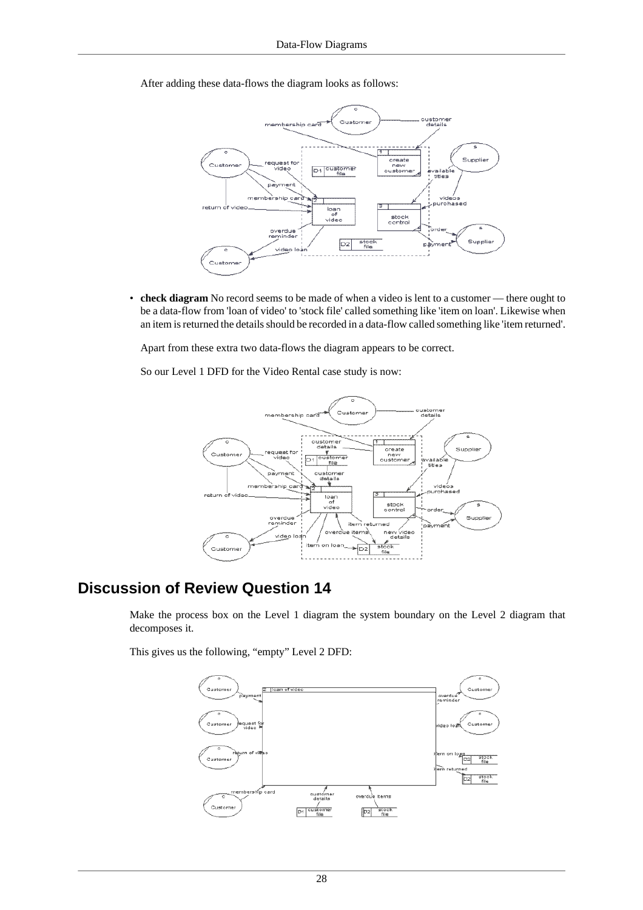After adding these data-flows the diagram looks as follows:

- **check diagram** No record seems to be made of when a video is lent to a customer — there ought to be a data-flow from 'loan of video' to 'stock file' called something like 'item on loan'. Likewise when an item is returned the details should be recorded in a data-flow called something like 'item returned'.

  Apart from these extra two data-flows the diagram appears to be correct.

  So our Level 1 DFD for the Video Rental case study is now:

## Discussion of Review Question 14

Make the process box on the Level 1 diagram the system boundary on the Level 2 diagram that decomposes it.

This gives us the following, “empty” Level 2 DFD: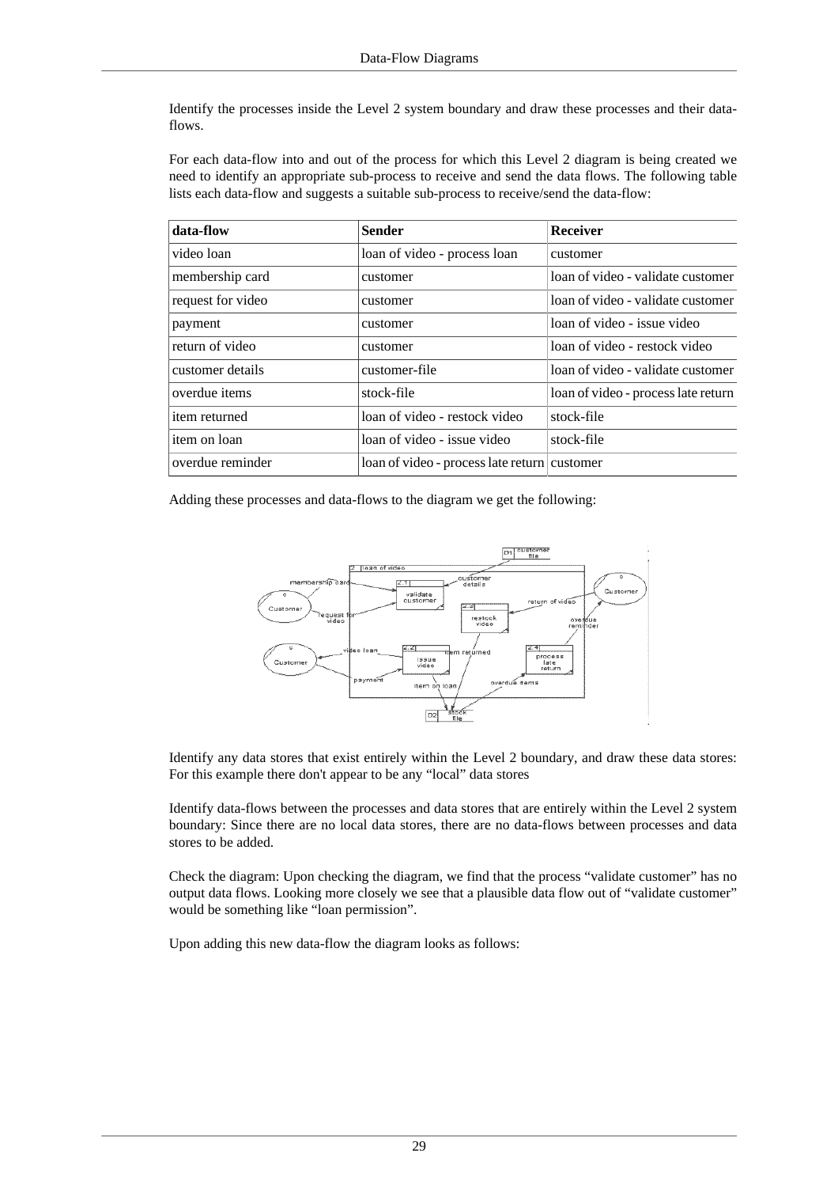Identify the processes inside the Level 2 system boundary and draw these processes and their data-flows.

For each data-flow into and out of the process for which this Level 2 diagram is being created we need to identify an appropriate sub-process to receive and send the data flows. The following table lists each data-flow and suggests a suitable sub-process to receive/send the data-flow:

| data-flow | Sender | Receiver |
| --- | --- | --- |
| video loan | loan of video - process loan | customer |
| membership card | customer | loan of video - validate customer |
| request for video | customer | loan of video - validate customer |
| payment | customer | loan of video - issue video |
| return of video | customer | loan of video - restock video |
| customer details | customer-file | loan of video - validate customer |
| overdue items | stock-file | loan of video - process late return |
| item returned | loan of video - restock video | stock-file |
| item on loan | loan of video - issue video | stock-file |
| overdue reminder | loan of video - process late return | customer |

Adding these processes and data-flows to the diagram we get the following:

Identify any data stores that exist entirely within the Level 2 boundary, and draw these data stores: For this example there don't appear to be any "local" data stores

Identify data-flows between the processes and data stores that are entirely within the Level 2 system boundary: Since there are no local data stores, there are no data-flows between processes and data stores to be added.

Check the diagram: Upon checking the diagram, we find that the process "validate customer" has no output data flows. Looking more closely we see that a plausible data flow out of "validate customer" would be something like "loan permission".

Upon adding this new data-flow the diagram looks as follows: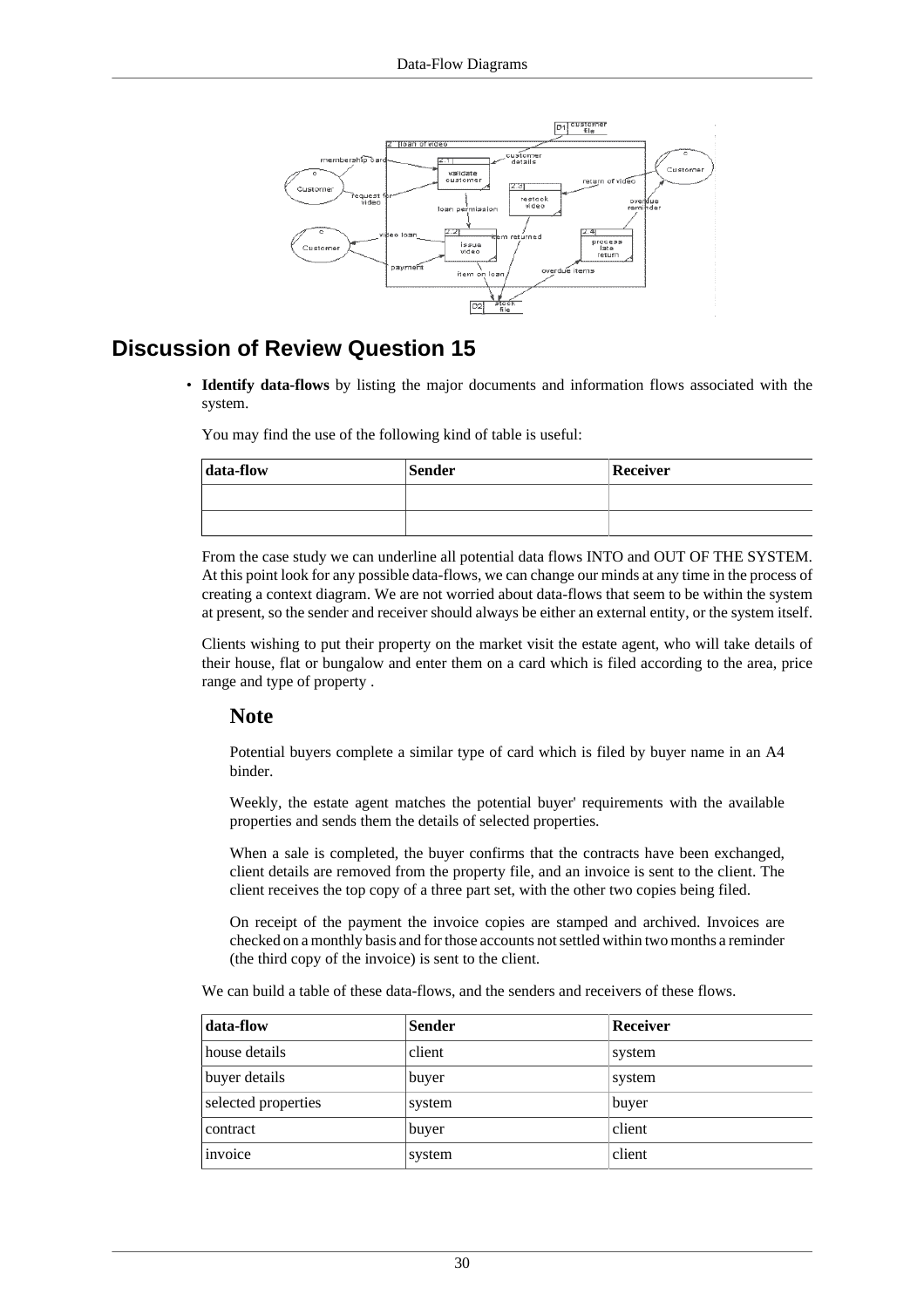## Discussion of Review Question 15

- **Identify data-flows** by listing the major documents and information flows associated with the system.

  You may find the use of the following kind of table is useful:

  | data-flow | Sender | Receiver |
  | --- | --- | --- |
  | | | |
  | | | |

  From the case study we can underline all potential data flows INTO and OUT OF THE SYSTEM. At this point look for any possible data-flows, we can change our minds at any time in the process of creating a context diagram. We are not worried about data-flows that seem to be within the system at present, so the sender and receiver should always be either an external entity, or the system itself.

  Clients wishing to put their property on the market visit the estate agent, who will take details of their house, flat or bungalow and enter them on a card which is filed according to the area, price range and type of property .

  ### Note

  Potential buyers complete a similar type of card which is filed by buyer name in an A4 binder.

  Weekly, the estate agent matches the potential buyer' requirements with the available properties and sends them the details of selected properties.

  When a sale is completed, the buyer confirms that the contracts have been exchanged, client details are removed from the property file, and an invoice is sent to the client. The client receives the top copy of a three part set, with the other two copies being filed.

  On receipt of the payment the invoice copies are stamped and archived. Invoices are checked on a monthly basis and for those accounts not settled within two months a reminder (the third copy of the invoice) is sent to the client.

  We can build a table of these data-flows, and the senders and receivers of these flows.

  | data-flow | Sender | Receiver |
  | --- | --- | --- |
  | house details | client | system |
  | buyer details | buyer | system |
  | selected properties | system | buyer |
  | contract | buyer | client |
  | invoice | system | client |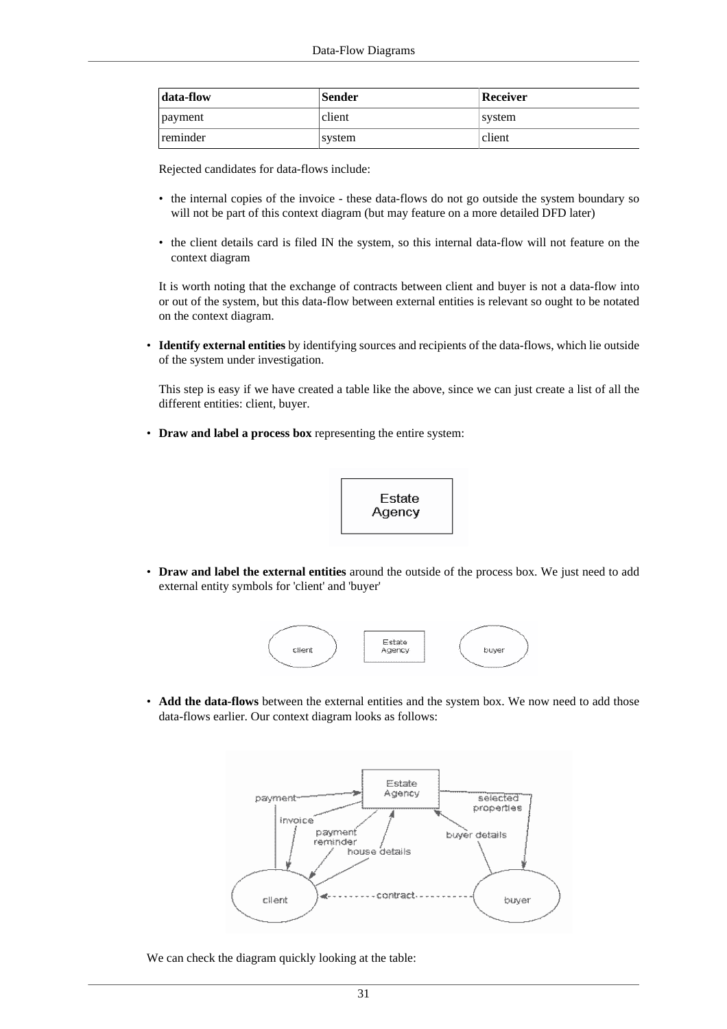| data-flow | Sender | Receiver |
|---|---|---|
| payment | client | system |
| reminder | system | client |

Rejected candidates for data-flows include:

- the internal copies of the invoice - these data-flows do not go outside the system boundary so will not be part of this context diagram (but may feature on a more detailed DFD later)
- the client details card is filed IN the system, so this internal data-flow will not feature on the context diagram

It is worth noting that the exchange of contracts between client and buyer is not a data-flow into or out of the system, but this data-flow between external entities is relevant so ought to be notated on the context diagram.

- **Identify external entities** by identifying sources and recipients of the data-flows, which lie outside of the system under investigation.

  This step is easy if we have created a table like the above, since we can just create a list of all the different entities: client, buyer.

- **Draw and label a process box** representing the entire system:

- **Draw and label the external entities** around the outside of the process box. We just need to add external entity symbols for 'client' and 'buyer'

- **Add the data-flows** between the external entities and the system box. We now need to add those data-flows earlier. Our context diagram looks as follows:

We can check the diagram quickly looking at the table: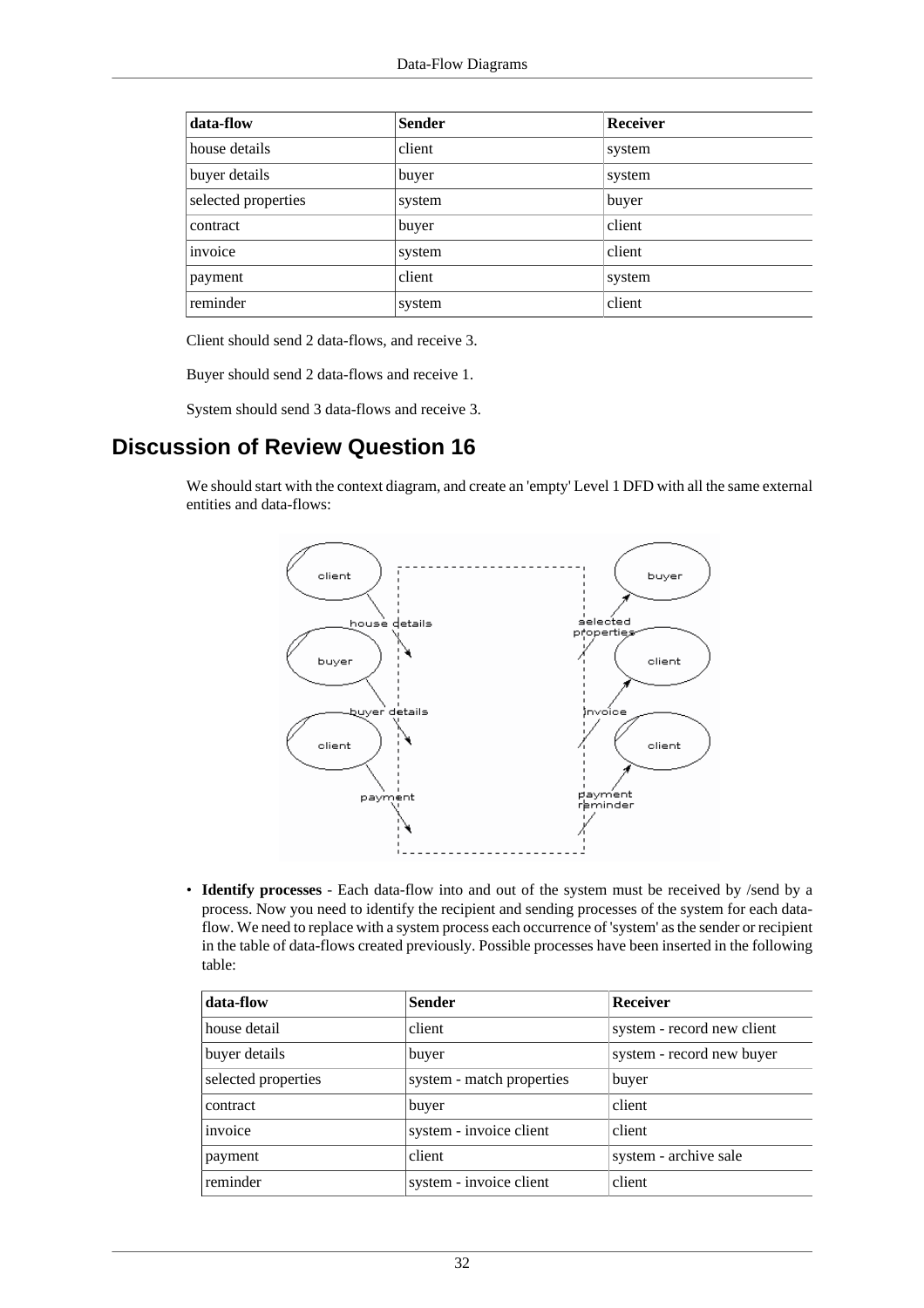| data-flow | Sender | Receiver |
|---|---|---|
| house details | client | system |
| buyer details | buyer | system |
| selected properties | system | buyer |
| contract | buyer | client |
| invoice | system | client |
| payment | client | system |
| reminder | system | client |

Client should send 2 data-flows, and receive 3.

Buyer should send 2 data-flows and receive 1.

System should send 3 data-flows and receive 3.

## Discussion of Review Question 16

We should start with the context diagram, and create an 'empty' Level 1 DFD with all the same external entities and data-flows:

- **Identify processes** - Each data-flow into and out of the system must be received by /send by a process. Now you need to identify the recipient and sending processes of the system for each data-flow. We need to replace with a system process each occurrence of 'system' as the sender or recipient in the table of data-flows created previously. Possible processes have been inserted in the following table:

| data-flow | Sender | Receiver |
|---|---|---|
| house detail | client | system - record new client |
| buyer details | buyer | system - record new buyer |
| selected properties | system - match properties | buyer |
| contract | buyer | client |
| invoice | system - invoice client | client |
| payment | client | system - archive sale |
| reminder | system - invoice client | client |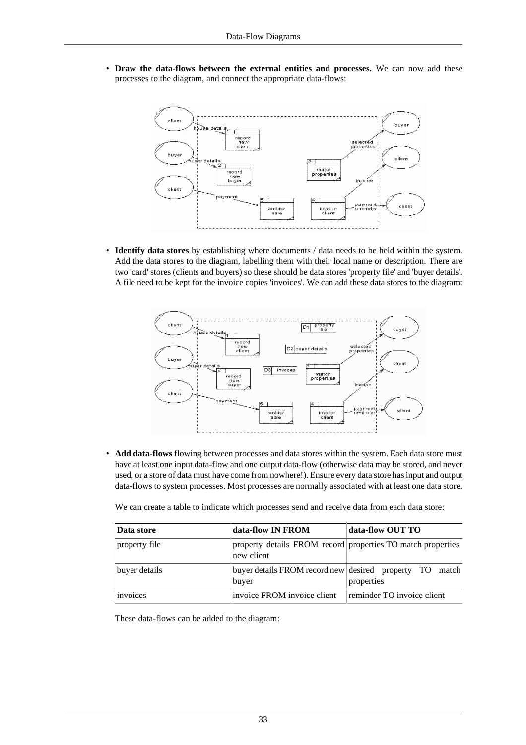- **Draw the data-flows between the external entities and processes.** We can now add these processes to the diagram, and connect the appropriate data-flows:

- **Identify data stores** by establishing where documents / data needs to be held within the system. Add the data stores to the diagram, labelling them with their local name or description. There are two 'card' stores (clients and buyers) so these should be data stores 'property file' and 'buyer details'. A file need to be kept for the invoice copies 'invoices'. We can add these data stores to the diagram:

- **Add data-flows** flowing between processes and data stores within the system. Each data store must have at least one input data-flow and one output data-flow (otherwise data may be stored, and never used, or a store of data must have come from nowhere!). Ensure every data store has input and output data-flows to system processes. Most processes are normally associated with at least one data store.

  We can create a table to indicate which processes send and receive data from each data store:

| Data store | data-flow IN FROM | data-flow OUT TO |
| --- | --- | --- |
| property file | property details FROM record new client | properties TO match properties |
| buyer details | buyer details FROM record new buyer | desired property TO match properties |
| invoices | invoice FROM invoice client | reminder TO invoice client |

  These data-flows can be added to the diagram: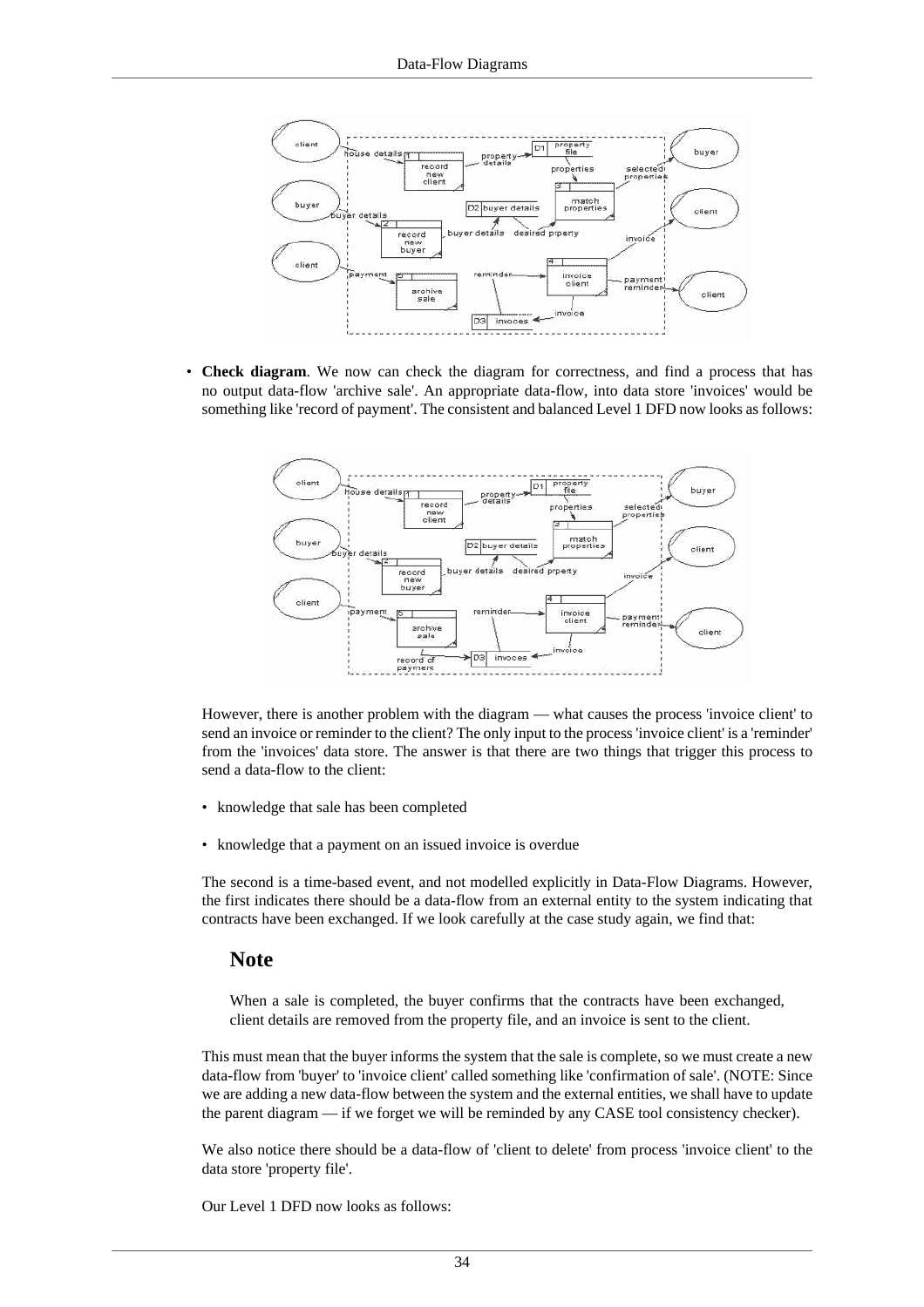- **Check diagram**. We now can check the diagram for correctness, and find a process that has no output data-flow 'archive sale'. An appropriate data-flow, into data store 'invoices' would be something like 'record of payment'. The consistent and balanced Level 1 DFD now looks as follows:

  However, there is another problem with the diagram — what causes the process 'invoice client' to send an invoice or reminder to the client? The only input to the process 'invoice client' is a 'reminder' from the 'invoices' data store. The answer is that there are two things that trigger this process to send a data-flow to the client:

  - knowledge that sale has been completed
  - knowledge that a payment on an issued invoice is overdue

  The second is a time-based event, and not modelled explicitly in Data-Flow Diagrams. However, the first indicates there should be a data-flow from an external entity to the system indicating that contracts have been exchanged. If we look carefully at the case study again, we find that:

  ### Note

  When a sale is completed, the buyer confirms that the contracts have been exchanged, client details are removed from the property file, and an invoice is sent to the client.

  This must mean that the buyer informs the system that the sale is complete, so we must create a new data-flow from 'buyer' to 'invoice client' called something like 'confirmation of sale'. (NOTE: Since we are adding a new data-flow between the system and the external entities, we shall have to update the parent diagram — if we forget we will be reminded by any CASE tool consistency checker).

  We also notice there should be a data-flow of 'client to delete' from process 'invoice client' to the data store 'property file'.

  Our Level 1 DFD now looks as follows: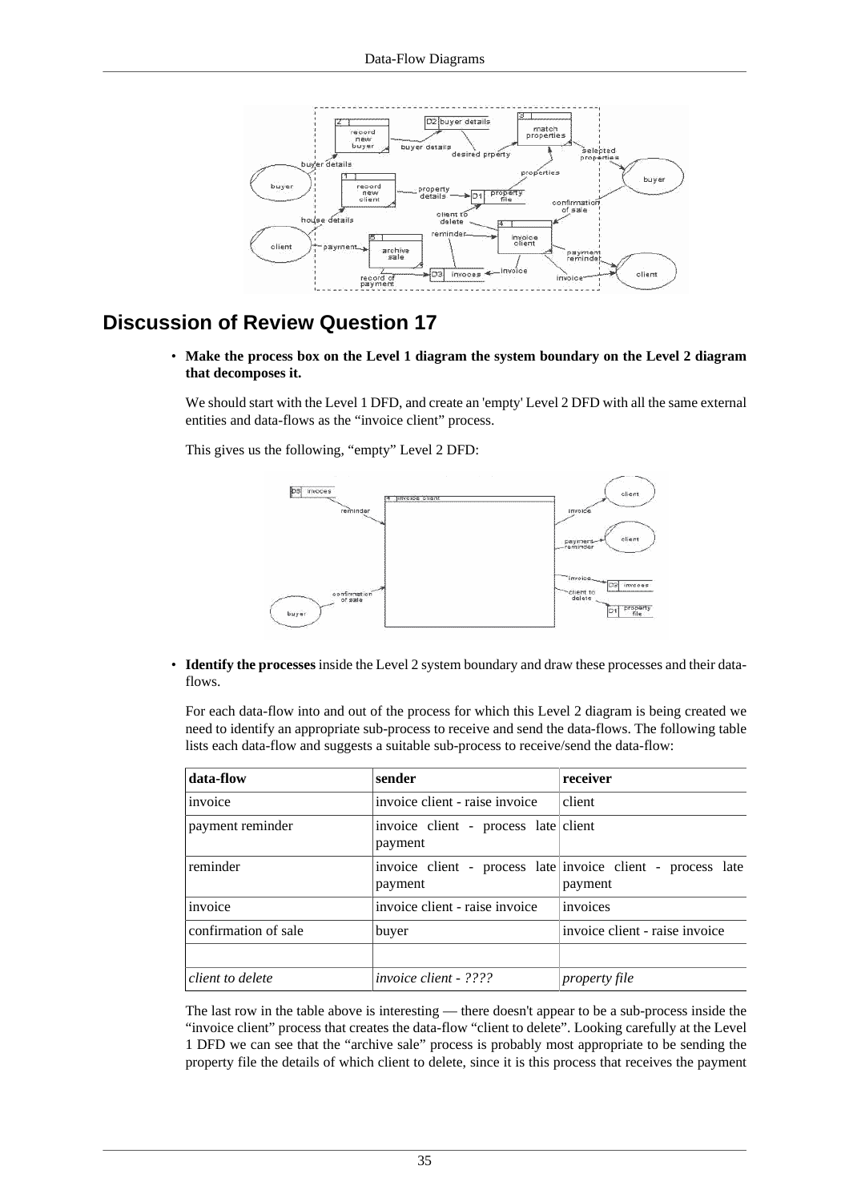## Discussion of Review Question 17

- **Make the process box on the Level 1 diagram the system boundary on the Level 2 diagram that decomposes it.**

  We should start with the Level 1 DFD, and create an 'empty' Level 2 DFD with all the same external entities and data-flows as the "invoice client" process.

  This gives us the following, "empty" Level 2 DFD:

- **Identify the processes** inside the Level 2 system boundary and draw these processes and their data-flows.

  For each data-flow into and out of the process for which this Level 2 diagram is being created we need to identify an appropriate sub-process to receive and send the data-flows. The following table lists each data-flow and suggests a suitable sub-process to receive/send the data-flow:

| data-flow | sender | receiver |
|---|---|---|
| invoice | invoice client - raise invoice | client |
| payment reminder | invoice client - process late payment | client |
| reminder | invoice client - process late payment | invoice client - process late payment |
| invoice | invoice client - raise invoice | invoices |
| confirmation of sale | buyer | invoice client - raise invoice |
| | | |
| *client to delete* | *invoice client - ????* | *property file* |

  The last row in the table above is interesting — there doesn't appear to be a sub-process inside the "invoice client" process that creates the data-flow "client to delete". Looking carefully at the Level 1 DFD we can see that the "archive sale" process is probably most appropriate to be sending the property file the details of which client to delete, since it is this process that receives the payment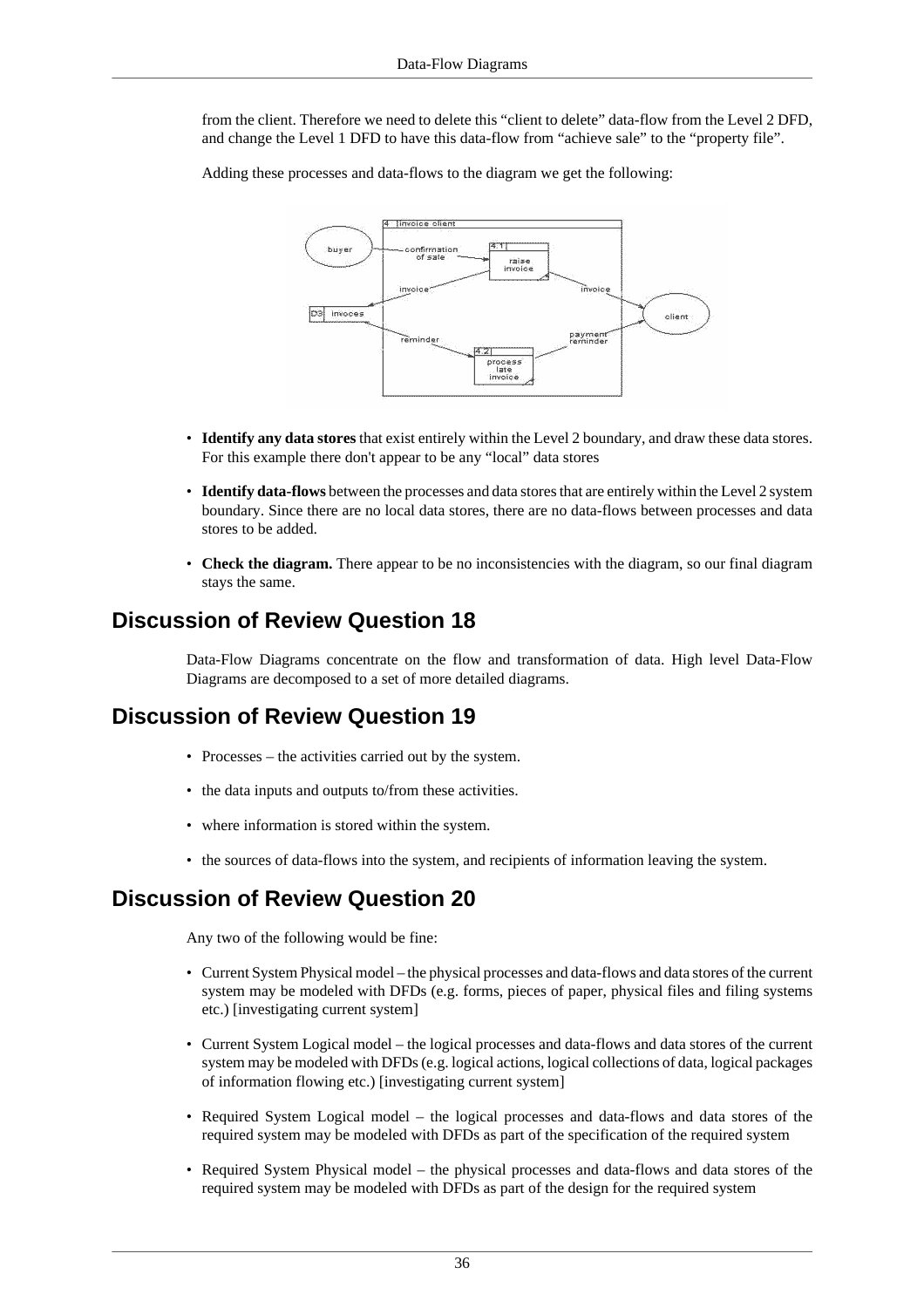from the client. Therefore we need to delete this "client to delete" data-flow from the Level 2 DFD, and change the Level 1 DFD to have this data-flow from "achieve sale" to the "property file".

Adding these processes and data-flows to the diagram we get the following:

- **Identify any data stores** that exist entirely within the Level 2 boundary, and draw these data stores. For this example there don't appear to be any "local" data stores
- **Identify data-flows** between the processes and data stores that are entirely within the Level 2 system boundary. Since there are no local data stores, there are no data-flows between processes and data stores to be added.
- **Check the diagram.** There appear to be no inconsistencies with the diagram, so our final diagram stays the same.

## Discussion of Review Question 18

Data-Flow Diagrams concentrate on the flow and transformation of data. High level Data-Flow Diagrams are decomposed to a set of more detailed diagrams.

## Discussion of Review Question 19

- Processes – the activities carried out by the system.
- the data inputs and outputs to/from these activities.
- where information is stored within the system.
- the sources of data-flows into the system, and recipients of information leaving the system.

## Discussion of Review Question 20

Any two of the following would be fine:

- Current System Physical model – the physical processes and data-flows and data stores of the current system may be modeled with DFDs (e.g. forms, pieces of paper, physical files and filing systems etc.) [investigating current system]
- Current System Logical model – the logical processes and data-flows and data stores of the current system may be modeled with DFDs (e.g. logical actions, logical collections of data, logical packages of information flowing etc.) [investigating current system]
- Required System Logical model – the logical processes and data-flows and data stores of the required system may be modeled with DFDs as part of the specification of the required system
- Required System Physical model – the physical processes and data-flows and data stores of the required system may be modeled with DFDs as part of the design for the required system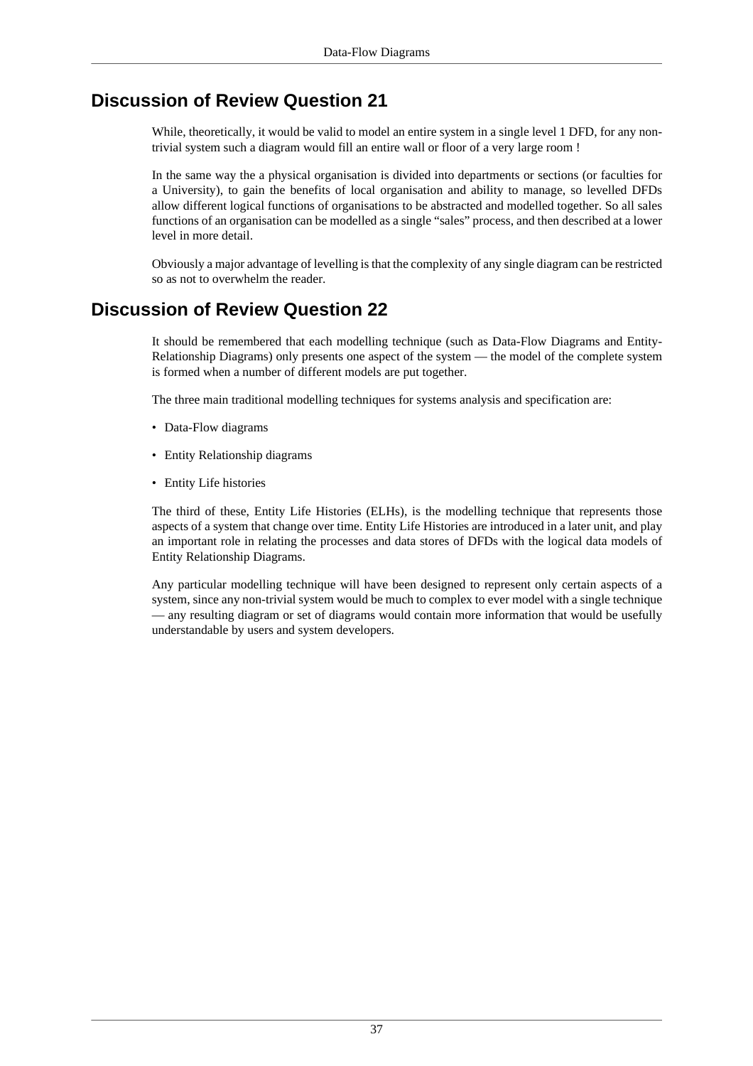## Discussion of Review Question 21

While, theoretically, it would be valid to model an entire system in a single level 1 DFD, for any non-trivial system such a diagram would fill an entire wall or floor of a very large room !

In the same way the a physical organisation is divided into departments or sections (or faculties for a University), to gain the benefits of local organisation and ability to manage, so levelled DFDs allow different logical functions of organisations to be abstracted and modelled together. So all sales functions of an organisation can be modelled as a single "sales" process, and then described at a lower level in more detail.

Obviously a major advantage of levelling is that the complexity of any single diagram can be restricted so as not to overwhelm the reader.

## Discussion of Review Question 22

It should be remembered that each modelling technique (such as Data-Flow Diagrams and Entity-Relationship Diagrams) only presents one aspect of the system — the model of the complete system is formed when a number of different models are put together.

The three main traditional modelling techniques for systems analysis and specification are:

- Data-Flow diagrams
- Entity Relationship diagrams
- Entity Life histories

The third of these, Entity Life Histories (ELHs), is the modelling technique that represents those aspects of a system that change over time. Entity Life Histories are introduced in a later unit, and play an important role in relating the processes and data stores of DFDs with the logical data models of Entity Relationship Diagrams.

Any particular modelling technique will have been designed to represent only certain aspects of a system, since any non-trivial system would be much to complex to ever model with a single technique — any resulting diagram or set of diagrams would contain more information that would be usefully understandable by users and system developers.